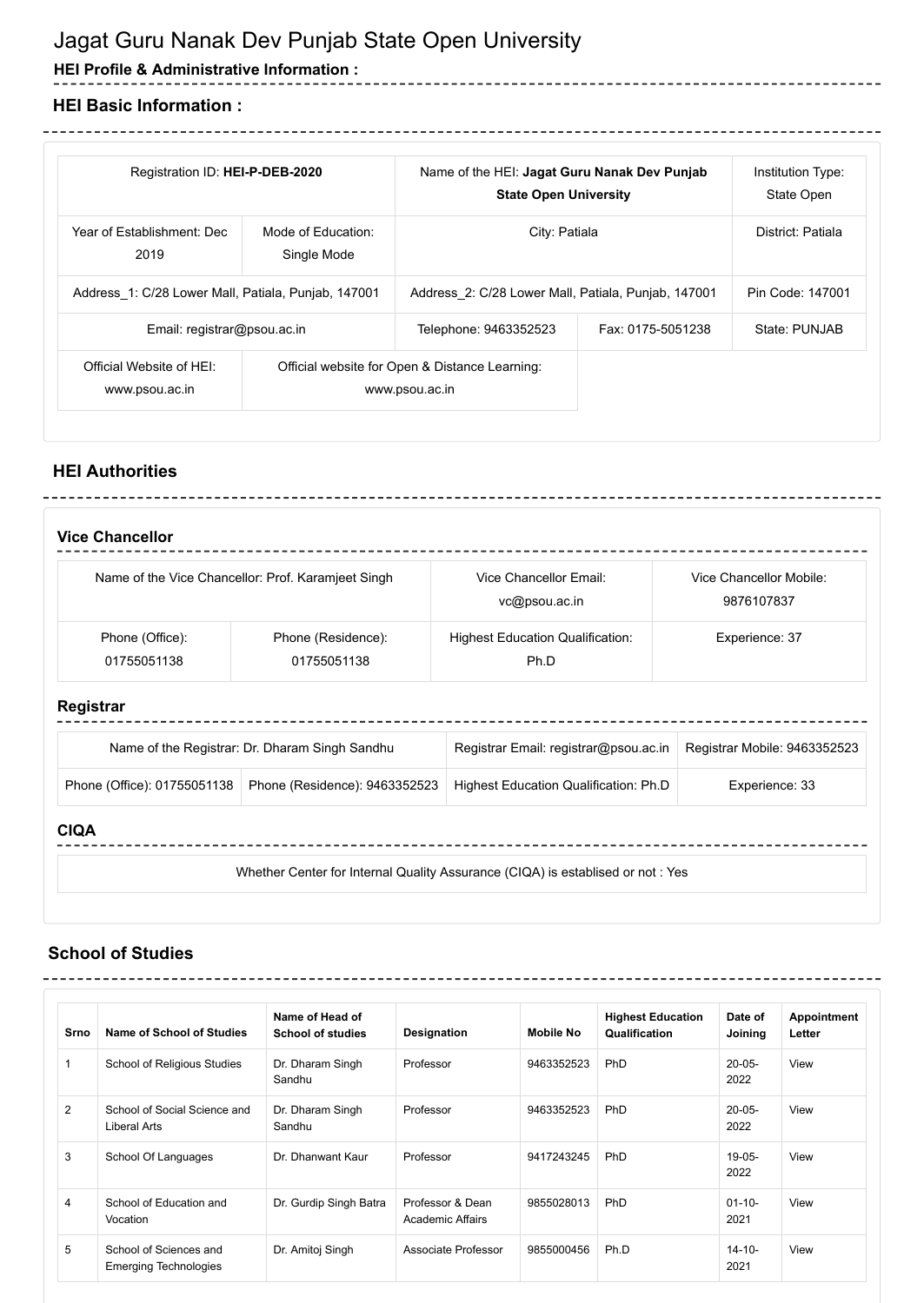# Jagat Guru Nanak Dev Punjab State Open University

### HEI Profile & Administrative Information :

## HEI Basic Information :

| Registration ID: **HEI-P-DEB-2020** | | Name of the HEI: **Jagat Guru Nanak Dev Punjab State Open University** | | Institution Type: State Open |
|---|---|---|---|---|
| Year of Establishment: Dec 2019 | Mode of Education: Single Mode | City: Patiala | | District: Patiala |
| Address_1: C/28 Lower Mall, Patiala, Punjab, 147001 | | Address_2: C/28 Lower Mall, Patiala, Punjab, 147001 | | Pin Code: 147001 |
| Email: registrar@psou.ac.in | | Telephone: 9463352523 | Fax: 0175-5051238 | State: PUNJAB |
| Official Website of HEI: www.psou.ac.in | Official website for Open & Distance Learning: www.psou.ac.in | | | |

## HEI Authorities

### Vice Chancellor

| Name of the Vice Chancellor: Prof. Karamjeet Singh | | Vice Chancellor Email: vc@psou.ac.in | Vice Chancellor Mobile: 9876107837 |
|---|---|---|---|
| Phone (Office): 01755051138 | Phone (Residence): 01755051138 | Highest Education Qualification: Ph.D | Experience: 37 |

### Registrar

| Name of the Registrar: Dr. Dharam Singh Sandhu | | Registrar Email: registrar@psou.ac.in | Registrar Mobile: 9463352523 |
|---|---|---|---|
| Phone (Office): 01755051138 | Phone (Residence): 9463352523 | Highest Education Qualification: Ph.D | Experience: 33 |

### CIQA

| Whether Center for Internal Quality Assurance (CIQA) is establised or not : Yes |
|---|

## School of Studies

| Srno | Name of School of Studies | Name of Head of School of studies | Designation | Mobile No | Highest Education Qualification | Date of Joining | Appointment Letter |
|---|---|---|---|---|---|---|---|
| 1 | School of Religious Studies | Dr. Dharam Singh Sandhu | Professor | 9463352523 | PhD | 20-05-2022 | View |
| 2 | School of Social Science and Liberal Arts | Dr. Dharam Singh Sandhu | Professor | 9463352523 | PhD | 20-05-2022 | View |
| 3 | School Of Languages | Dr. Dhanwant Kaur | Professor | 9417243245 | PhD | 19-05-2022 | View |
| 4 | School of Education and Vocation | Dr. Gurdip Singh Batra | Professor & Dean Academic Affairs | 9855028013 | PhD | 01-10-2021 | View |
| 5 | School of Sciences and Emerging Technologies | Dr. Amitoj Singh | Associate Professor | 9855000456 | Ph.D | 14-10-2021 | View |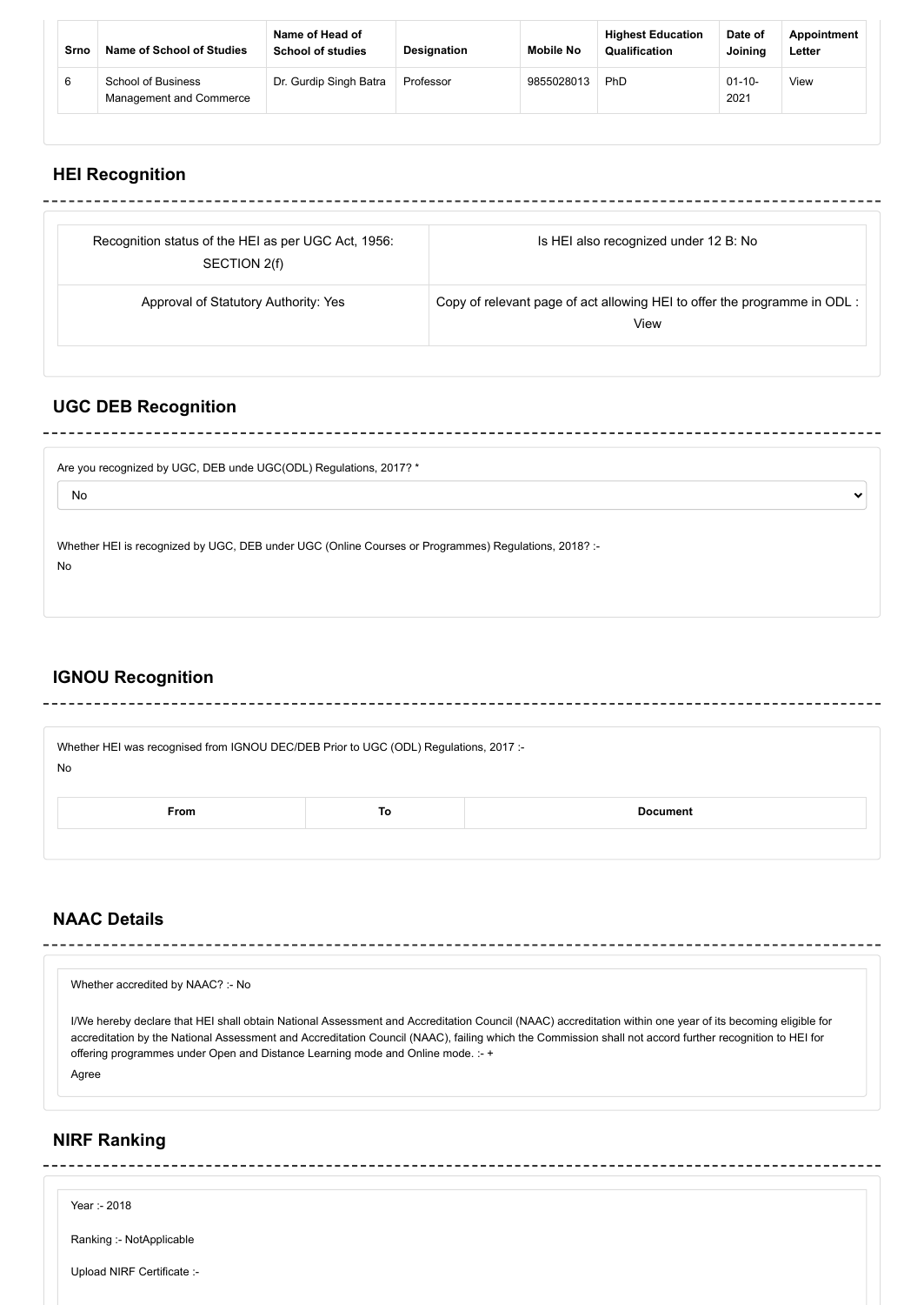| Srno | Name of School of Studies | Name of Head of School of studies | Designation | Mobile No | Highest Education Qualification | Date of Joining | Appointment Letter |
|---|---|---|---|---|---|---|---|
| 6 | School of Business Management and Commerce | Dr. Gurdip Singh Batra | Professor | 9855028013 | PhD | 01-10-2021 | View |

## HEI Recognition

| Recognition status of the HEI as per UGC Act, 1956: SECTION 2(f) | Is HEI also recognized under 12 B: No |
|---|---|
| Approval of Statutory Authority: Yes | Copy of relevant page of act allowing HEI to offer the programme in ODL : View |

## UGC DEB Recognition

Are you recognized by UGC, DEB unde UGC(ODL) Regulations, 2017? *

No

Whether HEI is recognized by UGC, DEB under UGC (Online Courses or Programmes) Regulations, 2018? :-

No

## IGNOU Recognition

Whether HEI was recognised from IGNOU DEC/DEB Prior to UGC (ODL) Regulations, 2017 :-

No

| From | To | Document |
|---|---|---|

## NAAC Details

Whether accredited by NAAC? :- No

I/We hereby declare that HEI shall obtain National Assessment and Accreditation Council (NAAC) accreditation within one year of its becoming eligible for accreditation by the National Assessment and Accreditation Council (NAAC), failing which the Commission shall not accord further recognition to HEI for offering programmes under Open and Distance Learning mode and Online mode. :- +

Agree

## NIRF Ranking

Year :- 2018

Ranking :- NotApplicable

Upload NIRF Certificate :-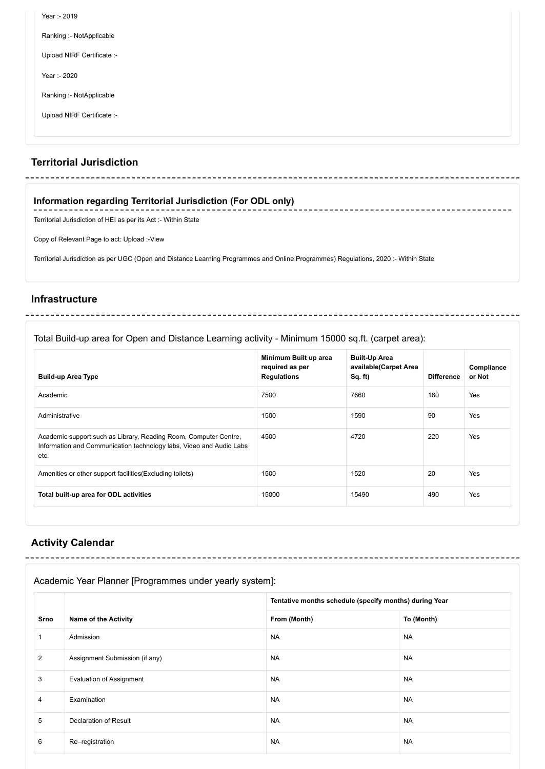Year :- 2019

Ranking :- NotApplicable

Upload NIRF Certificate :-

Year :- 2020

Ranking :- NotApplicable

Upload NIRF Certificate :-

## Territorial Jurisdiction

### Information regarding Territorial Jurisdiction (For ODL only)

Territorial Jurisdiction of HEI as per its Act :- Within State

Copy of Relevant Page to act: Upload :-View

Territorial Jurisdiction as per UGC (Open and Distance Learning Programmes and Online Programmes) Regulations, 2020 :- Within State

## Infrastructure

Total Build-up area for Open and Distance Learning activity - Minimum 15000 sq.ft. (carpet area):

| Build-up Area Type | Minimum Built up area required as per Regulations | Built-Up Area available(Carpet Area Sq. ft) | Difference | Compliance or Not |
|---|---|---|---|---|
| Academic | 7500 | 7660 | 160 | Yes |
| Administrative | 1500 | 1590 | 90 | Yes |
| Academic support such as Library, Reading Room, Computer Centre, Information and Communication technology labs, Video and Audio Labs etc. | 4500 | 4720 | 220 | Yes |
| Amenities or other support facilities(Excluding toilets) | 1500 | 1520 | 20 | Yes |
| **Total built-up area for ODL activities** | 15000 | 15490 | 490 | Yes |

## Activity Calendar

Academic Year Planner [Programmes under yearly system]:

| Srno | Name of the Activity | Tentative months schedule (specify months) during Year | |
|---|---|---|---|
| | | From (Month) | To (Month) |
| 1 | Admission | NA | NA |
| 2 | Assignment Submission (if any) | NA | NA |
| 3 | Evaluation of Assignment | NA | NA |
| 4 | Examination | NA | NA |
| 5 | Declaration of Result | NA | NA |
| 6 | Re–registration | NA | NA |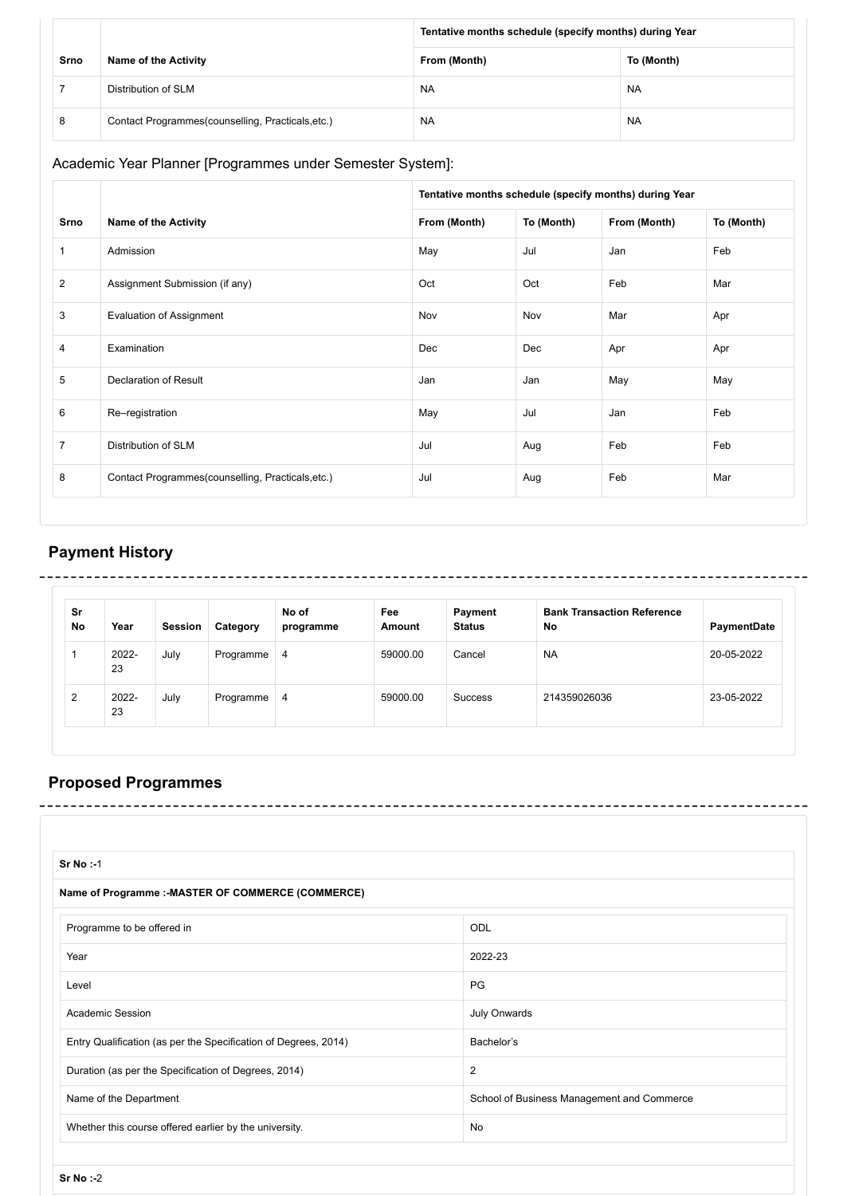| Srno | Name of the Activity | Tentative months schedule (specify months) during Year | |
|---|---|---|---|
| | | From (Month) | To (Month) |
| 7 | Distribution of SLM | NA | NA |
| 8 | Contact Programmes(counselling, Practicals,etc.) | NA | NA |

Academic Year Planner [Programmes under Semester System]:

| Srno | Name of the Activity | Tentative months schedule (specify months) during Year | | | |
|---|---|---|---|---|---|
| | | From (Month) | To (Month) | From (Month) | To (Month) |
| 1 | Admission | May | Jul | Jan | Feb |
| 2 | Assignment Submission (if any) | Oct | Oct | Feb | Mar |
| 3 | Evaluation of Assignment | Nov | Nov | Mar | Apr |
| 4 | Examination | Dec | Dec | Apr | Apr |
| 5 | Declaration of Result | Jan | Jan | May | May |
| 6 | Re–registration | May | Jul | Jan | Feb |
| 7 | Distribution of SLM | Jul | Aug | Feb | Feb |
| 8 | Contact Programmes(counselling, Practicals,etc.) | Jul | Aug | Feb | Mar |

## Payment History

| Sr No | Year | Session | Category | No of programme | Fee Amount | Payment Status | Bank Transaction Reference No | PaymentDate |
|---|---|---|---|---|---|---|---|---|
| 1 | 2022-23 | July | Programme | 4 | 59000.00 | Cancel | NA | 20-05-2022 |
| 2 | 2022-23 | July | Programme | 4 | 59000.00 | Success | 214359026036 | 23-05-2022 |

## Proposed Programmes

**Sr No :-**1

**Name of Programme :-MASTER OF COMMERCE (COMMERCE)**

| | |
|---|---|
| Programme to be offered in | ODL |
| Year | 2022-23 |
| Level | PG |
| Academic Session | July Onwards |
| Entry Qualification (as per the Specification of Degrees, 2014) | Bachelor's |
| Duration (as per the Specification of Degrees, 2014) | 2 |
| Name of the Department | School of Business Management and Commerce |
| Whether this course offered earlier by the university. | No |

**Sr No :-**2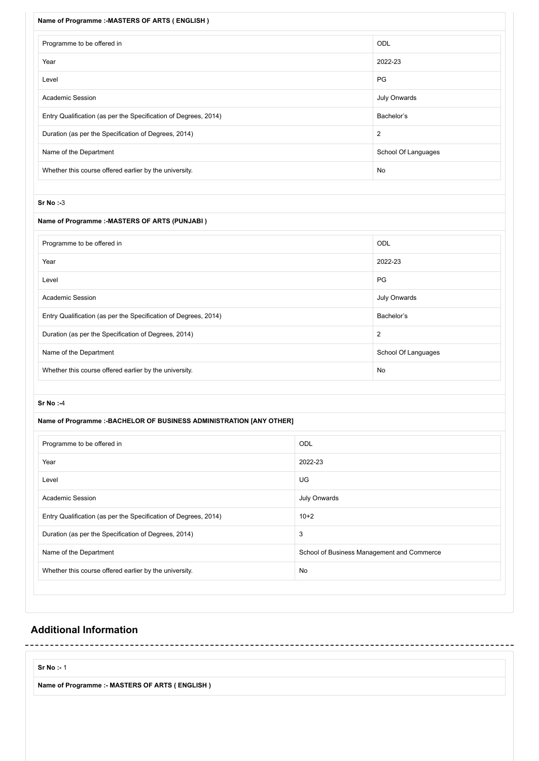**Name of Programme :-MASTERS OF ARTS ( ENGLISH )**

| | |
|---|---|
| Programme to be offered in | ODL |
| Year | 2022-23 |
| Level | PG |
| Academic Session | July Onwards |
| Entry Qualification (as per the Specification of Degrees, 2014) | Bachelor's |
| Duration (as per the Specification of Degrees, 2014) | 2 |
| Name of the Department | School Of Languages |
| Whether this course offered earlier by the university. | No |

**Sr No :-**3

**Name of Programme :-MASTERS OF ARTS (PUNJABI )**

| | |
|---|---|
| Programme to be offered in | ODL |
| Year | 2022-23 |
| Level | PG |
| Academic Session | July Onwards |
| Entry Qualification (as per the Specification of Degrees, 2014) | Bachelor's |
| Duration (as per the Specification of Degrees, 2014) | 2 |
| Name of the Department | School Of Languages |
| Whether this course offered earlier by the university. | No |

**Sr No :-**4

**Name of Programme :-BACHELOR OF BUSINESS ADMINISTRATION [ANY OTHER]**

| | |
|---|---|
| Programme to be offered in | ODL |
| Year | 2022-23 |
| Level | UG |
| Academic Session | July Onwards |
| Entry Qualification (as per the Specification of Degrees, 2014) | 10+2 |
| Duration (as per the Specification of Degrees, 2014) | 3 |
| Name of the Department | School of Business Management and Commerce |
| Whether this course offered earlier by the university. | No |

## Additional Information

**Sr No :-** 1

**Name of Programme :- MASTERS OF ARTS ( ENGLISH )**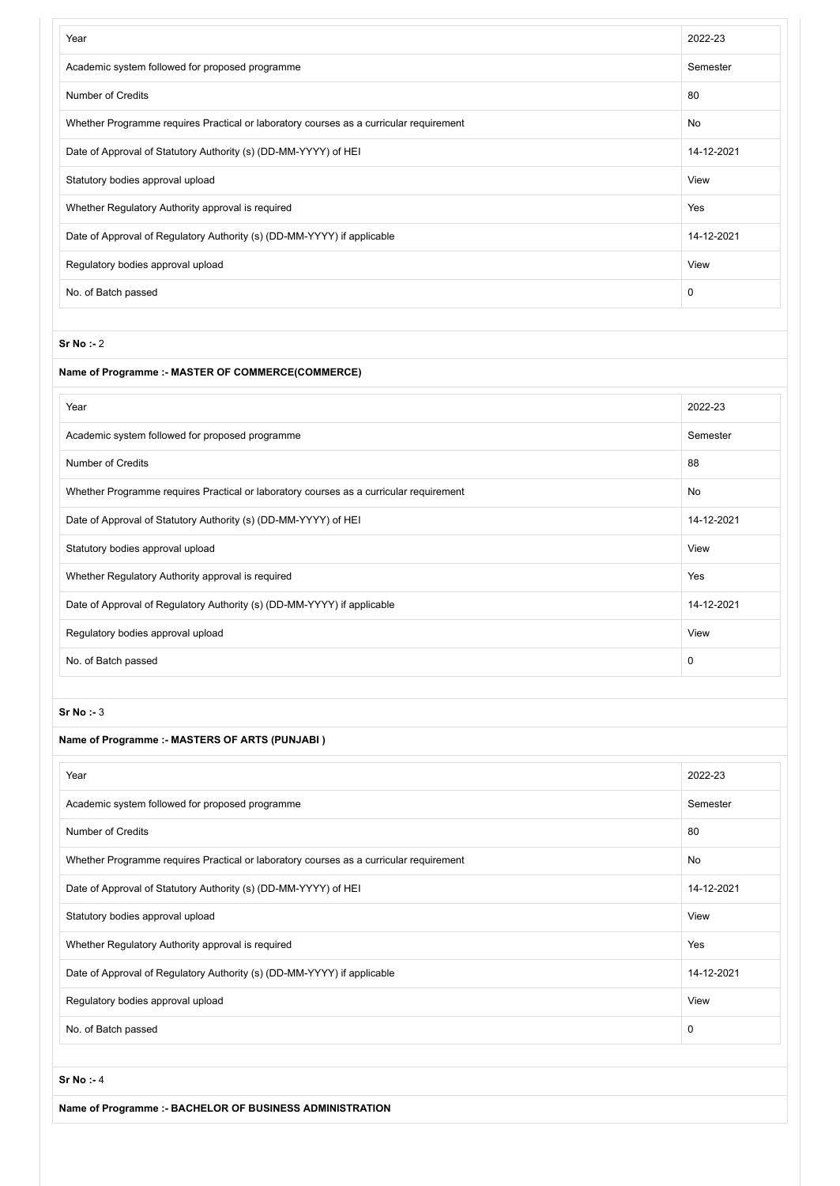| Year | 2022-23 |
|---|---|
| Academic system followed for proposed programme | Semester |
| Number of Credits | 80 |
| Whether Programme requires Practical or laboratory courses as a curricular requirement | No |
| Date of Approval of Statutory Authority (s) (DD-MM-YYYY) of HEI | 14-12-2021 |
| Statutory bodies approval upload | View |
| Whether Regulatory Authority approval is required | Yes |
| Date of Approval of Regulatory Authority (s) (DD-MM-YYYY) if applicable | 14-12-2021 |
| Regulatory bodies approval upload | View |
| No. of Batch passed | 0 |

**Sr No :-** 2

**Name of Programme :- MASTER OF COMMERCE(COMMERCE)**

| Year | 2022-23 |
|---|---|
| Academic system followed for proposed programme | Semester |
| Number of Credits | 88 |
| Whether Programme requires Practical or laboratory courses as a curricular requirement | No |
| Date of Approval of Statutory Authority (s) (DD-MM-YYYY) of HEI | 14-12-2021 |
| Statutory bodies approval upload | View |
| Whether Regulatory Authority approval is required | Yes |
| Date of Approval of Regulatory Authority (s) (DD-MM-YYYY) if applicable | 14-12-2021 |
| Regulatory bodies approval upload | View |
| No. of Batch passed | 0 |

**Sr No :-** 3

**Name of Programme :- MASTERS OF ARTS (PUNJABI )**

| Year | 2022-23 |
|---|---|
| Academic system followed for proposed programme | Semester |
| Number of Credits | 80 |
| Whether Programme requires Practical or laboratory courses as a curricular requirement | No |
| Date of Approval of Statutory Authority (s) (DD-MM-YYYY) of HEI | 14-12-2021 |
| Statutory bodies approval upload | View |
| Whether Regulatory Authority approval is required | Yes |
| Date of Approval of Regulatory Authority (s) (DD-MM-YYYY) if applicable | 14-12-2021 |
| Regulatory bodies approval upload | View |
| No. of Batch passed | 0 |

**Sr No :-** 4

**Name of Programme :- BACHELOR OF BUSINESS ADMINISTRATION**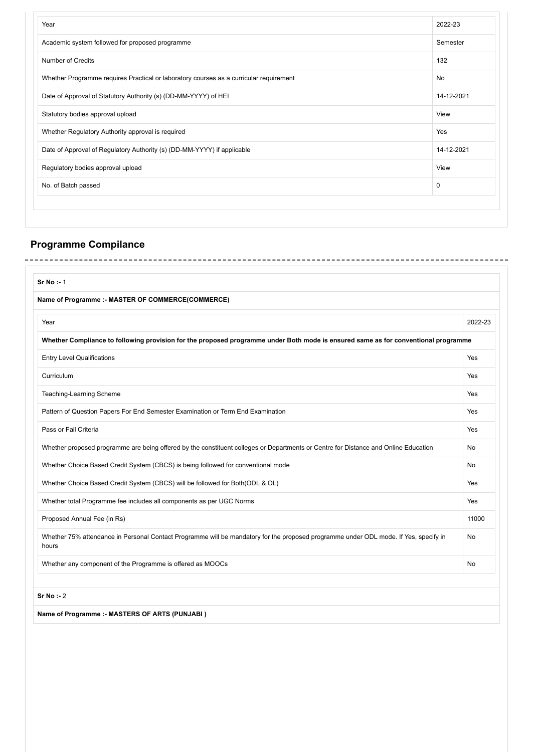| Year | 2022-23 |
| --- | --- |
| Academic system followed for proposed programme | Semester |
| Number of Credits | 132 |
| Whether Programme requires Practical or laboratory courses as a curricular requirement | No |
| Date of Approval of Statutory Authority (s) (DD-MM-YYYY) of HEI | 14-12-2021 |
| Statutory bodies approval upload | View |
| Whether Regulatory Authority approval is required | Yes |
| Date of Approval of Regulatory Authority (s) (DD-MM-YYYY) if applicable | 14-12-2021 |
| Regulatory bodies approval upload | View |
| No. of Batch passed | 0 |

## Programme Compilance

**Sr No :-** 1

**Name of Programme :- MASTER OF COMMERCE(COMMERCE)**

| Year | 2022-23 |
| --- | --- |
| **Whether Compliance to following provision for the proposed programme under Both mode is ensured same as for conventional programme** | |
| Entry Level Qualifications | Yes |
| Curriculum | Yes |
| Teaching-Learning Scheme | Yes |
| Pattern of Question Papers For End Semester Examination or Term End Examination | Yes |
| Pass or Fail Criteria | Yes |
| Whether proposed programme are being offered by the constituent colleges or Departments or Centre for Distance and Online Education | No |
| Whether Choice Based Credit System (CBCS) is being followed for conventional mode | No |
| Whether Choice Based Credit System (CBCS) will be followed for Both(ODL & OL) | Yes |
| Whether total Programme fee includes all components as per UGC Norms | Yes |
| Proposed Annual Fee (in Rs) | 11000 |
| Whether 75% attendance in Personal Contact Programme will be mandatory for the proposed programme under ODL mode. If Yes, specify in hours | No |
| Whether any component of the Programme is offered as MOOCs | No |

**Sr No :-** 2

**Name of Programme :- MASTERS OF ARTS (PUNJABI )**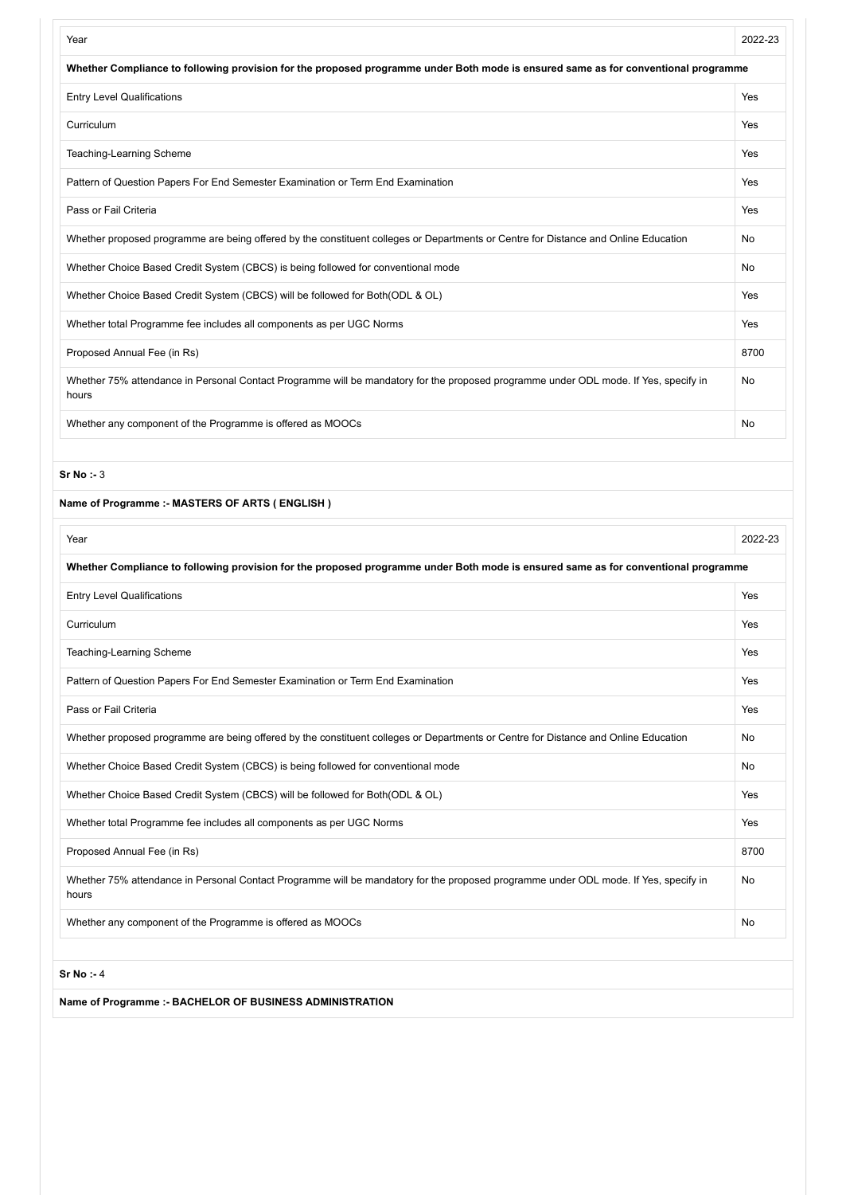| Year | 2022-23 |
|---|---|
| **Whether Compliance to following provision for the proposed programme under Both mode is ensured same as for conventional programme** | |
| Entry Level Qualifications | Yes |
| Curriculum | Yes |
| Teaching-Learning Scheme | Yes |
| Pattern of Question Papers For End Semester Examination or Term End Examination | Yes |
| Pass or Fail Criteria | Yes |
| Whether proposed programme are being offered by the constituent colleges or Departments or Centre for Distance and Online Education | No |
| Whether Choice Based Credit System (CBCS) is being followed for conventional mode | No |
| Whether Choice Based Credit System (CBCS) will be followed for Both(ODL & OL) | Yes |
| Whether total Programme fee includes all components as per UGC Norms | Yes |
| Proposed Annual Fee (in Rs) | 8700 |
| Whether 75% attendance in Personal Contact Programme will be mandatory for the proposed programme under ODL mode. If Yes, specify in hours | No |
| Whether any component of the Programme is offered as MOOCs | No |

**Sr No :-** 3

**Name of Programme :- MASTERS OF ARTS ( ENGLISH )**

| Year | 2022-23 |
|---|---|
| **Whether Compliance to following provision for the proposed programme under Both mode is ensured same as for conventional programme** | |
| Entry Level Qualifications | Yes |
| Curriculum | Yes |
| Teaching-Learning Scheme | Yes |
| Pattern of Question Papers For End Semester Examination or Term End Examination | Yes |
| Pass or Fail Criteria | Yes |
| Whether proposed programme are being offered by the constituent colleges or Departments or Centre for Distance and Online Education | No |
| Whether Choice Based Credit System (CBCS) is being followed for conventional mode | No |
| Whether Choice Based Credit System (CBCS) will be followed for Both(ODL & OL) | Yes |
| Whether total Programme fee includes all components as per UGC Norms | Yes |
| Proposed Annual Fee (in Rs) | 8700 |
| Whether 75% attendance in Personal Contact Programme will be mandatory for the proposed programme under ODL mode. If Yes, specify in hours | No |
| Whether any component of the Programme is offered as MOOCs | No |

**Sr No :-** 4

**Name of Programme :- BACHELOR OF BUSINESS ADMINISTRATION**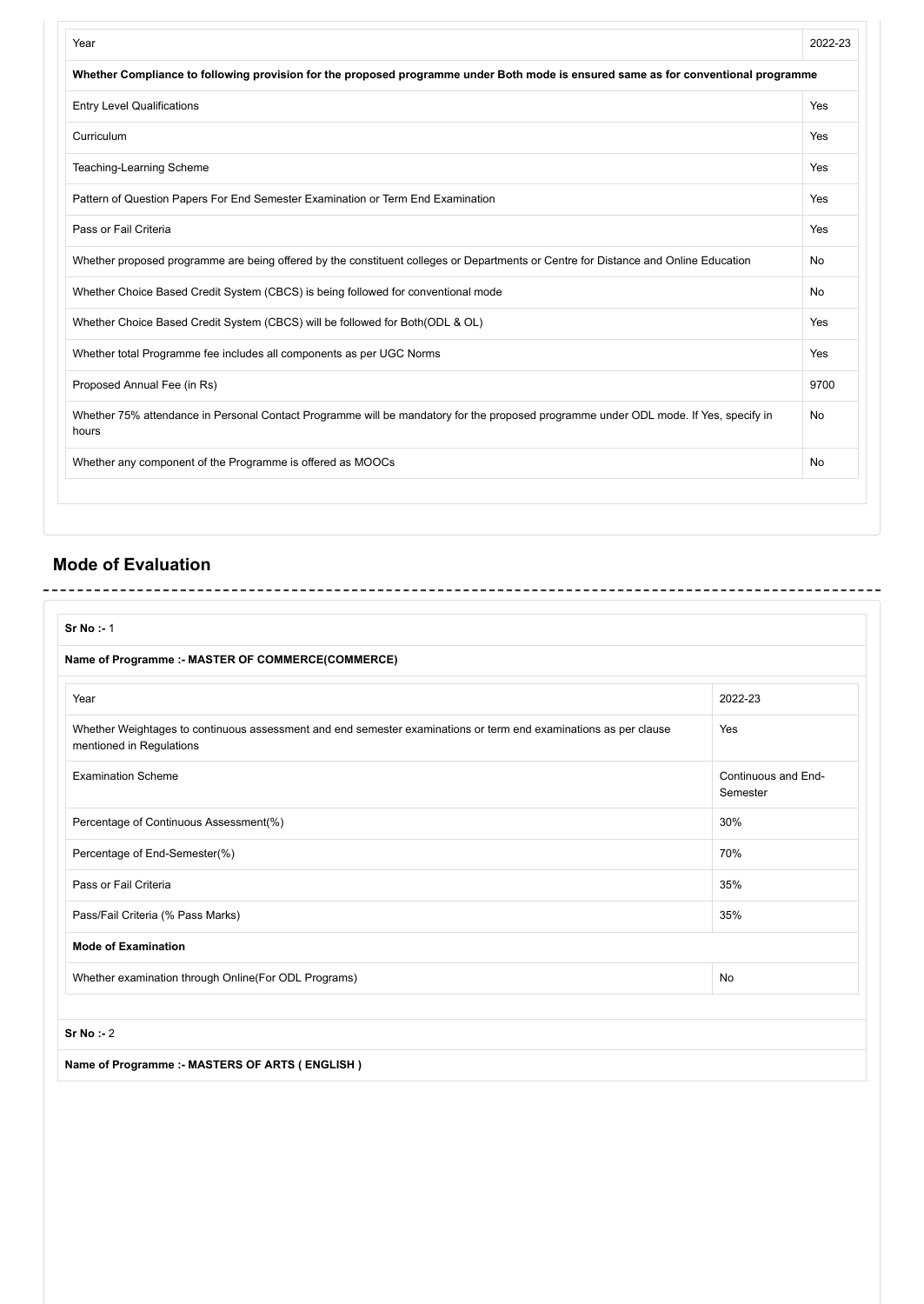| Year | 2022-23 |
| --- | --- |
| **Whether Compliance to following provision for the proposed programme under Both mode is ensured same as for conventional programme** | |
| Entry Level Qualifications | Yes |
| Curriculum | Yes |
| Teaching-Learning Scheme | Yes |
| Pattern of Question Papers For End Semester Examination or Term End Examination | Yes |
| Pass or Fail Criteria | Yes |
| Whether proposed programme are being offered by the constituent colleges or Departments or Centre for Distance and Online Education | No |
| Whether Choice Based Credit System (CBCS) is being followed for conventional mode | No |
| Whether Choice Based Credit System (CBCS) will be followed for Both(ODL & OL) | Yes |
| Whether total Programme fee includes all components as per UGC Norms | Yes |
| Proposed Annual Fee (in Rs) | 9700 |
| Whether 75% attendance in Personal Contact Programme will be mandatory for the proposed programme under ODL mode. If Yes, specify in hours | No |
| Whether any component of the Programme is offered as MOOCs | No |

## Mode of Evaluation

**Sr No :-** 1

**Name of Programme :- MASTER OF COMMERCE(COMMERCE)**

| Year | 2022-23 |
| --- | --- |
| Whether Weightages to continuous assessment and end semester examinations or term end examinations as per clause mentioned in Regulations | Yes |
| Examination Scheme | Continuous and End-Semester |
| Percentage of Continuous Assessment(%) | 30% |
| Percentage of End-Semester(%) | 70% |
| Pass or Fail Criteria | 35% |
| Pass/Fail Criteria (% Pass Marks) | 35% |
| **Mode of Examination** | |
| Whether examination through Online(For ODL Programs) | No |

**Sr No :-** 2

**Name of Programme :- MASTERS OF ARTS ( ENGLISH )**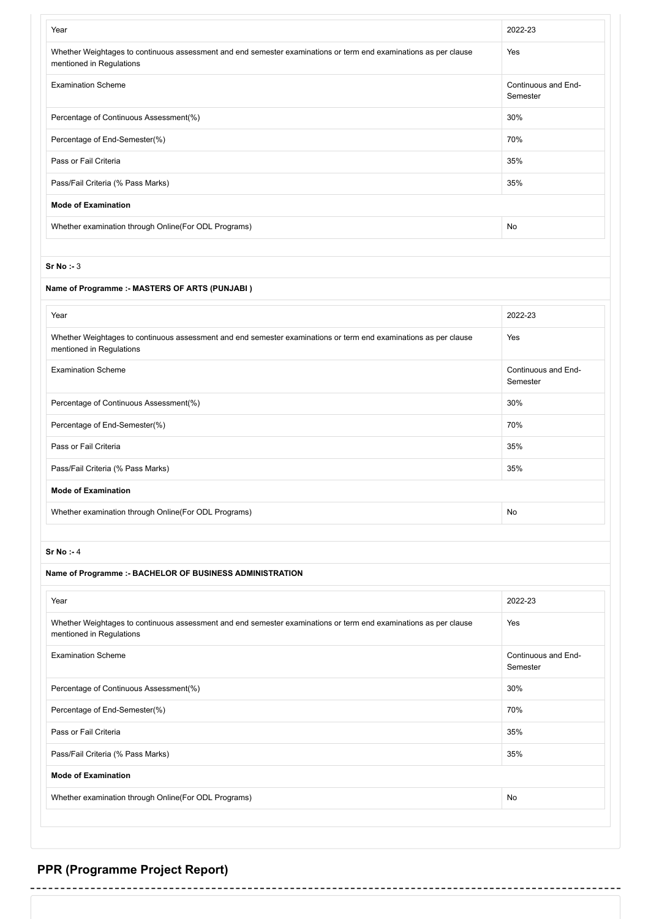| Year | 2022-23 |
| --- | --- |
| Whether Weightages to continuous assessment and end semester examinations or term end examinations as per clause mentioned in Regulations | Yes |
| Examination Scheme | Continuous and End-Semester |
| Percentage of Continuous Assessment(%) | 30% |
| Percentage of End-Semester(%) | 70% |
| Pass or Fail Criteria | 35% |
| Pass/Fail Criteria (% Pass Marks) | 35% |
| **Mode of Examination** | |
| Whether examination through Online(For ODL Programs) | No |

**Sr No :-** 3

**Name of Programme :- MASTERS OF ARTS (PUNJABI )**

| Year | 2022-23 |
| --- | --- |
| Whether Weightages to continuous assessment and end semester examinations or term end examinations as per clause mentioned in Regulations | Yes |
| Examination Scheme | Continuous and End-Semester |
| Percentage of Continuous Assessment(%) | 30% |
| Percentage of End-Semester(%) | 70% |
| Pass or Fail Criteria | 35% |
| Pass/Fail Criteria (% Pass Marks) | 35% |
| **Mode of Examination** | |
| Whether examination through Online(For ODL Programs) | No |

**Sr No :-** 4

**Name of Programme :- BACHELOR OF BUSINESS ADMINISTRATION**

| Year | 2022-23 |
| --- | --- |
| Whether Weightages to continuous assessment and end semester examinations or term end examinations as per clause mentioned in Regulations | Yes |
| Examination Scheme | Continuous and End-Semester |
| Percentage of Continuous Assessment(%) | 30% |
| Percentage of End-Semester(%) | 70% |
| Pass or Fail Criteria | 35% |
| Pass/Fail Criteria (% Pass Marks) | 35% |
| **Mode of Examination** | |
| Whether examination through Online(For ODL Programs) | No |

## PPR (Programme Project Report)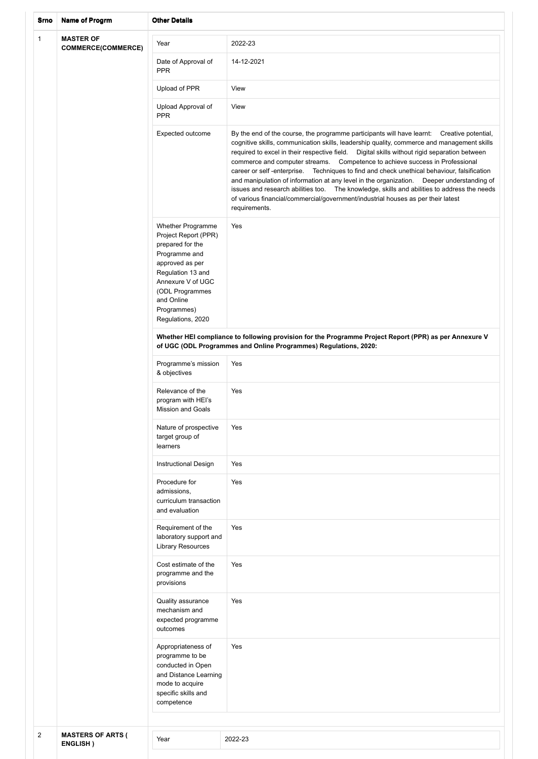| Srno | Name of Progrm | Other Details | |
|---|---|---|---|
| 1 | **MASTER OF COMMERCE(COMMERCE)** | Year | 2022-23 |
| | | Date of Approval of PPR | 14-12-2021 |
| | | Upload of PPR | View |
| | | Upload Approval of PPR | View |
| | | Expected outcome | By the end of the course, the programme participants will have learnt: Creative potential, cognitive skills, communication skills, leadership quality, commerce and management skills required to excel in their respective field. Digital skills without rigid separation between commerce and computer streams. Competence to achieve success in Professional career or self -enterprise. Techniques to find and check unethical behaviour, falsification and manipulation of information at any level in the organization. Deeper understanding of issues and research abilities too. The knowledge, skills and abilities to address the needs of various financial/commercial/government/industrial houses as per their latest requirements. |
| | | Whether Programme Project Report (PPR) prepared for the Programme and approved as per Regulation 13 and Annexure V of UGC (ODL Programmes and Online Programmes) Regulations, 2020 | Yes |
| | | **Whether HEI compliance to following provision for the Programme Project Report (PPR) as per Annexure V of UGC (ODL Programmes and Online Programmes) Regulations, 2020:** | |
| | | Programme's mission & objectives | Yes |
| | | Relevance of the program with HEI's Mission and Goals | Yes |
| | | Nature of prospective target group of learners | Yes |
| | | Instructional Design | Yes |
| | | Procedure for admissions, curriculum transaction and evaluation | Yes |
| | | Requirement of the laboratory support and Library Resources | Yes |
| | | Cost estimate of the programme and the provisions | Yes |
| | | Quality assurance mechanism and expected programme outcomes | Yes |
| | | Appropriateness of programme to be conducted in Open and Distance Learning mode to acquire specific skills and competence | Yes |
| 2 | **MASTERS OF ARTS ( ENGLISH )** | Year | 2022-23 |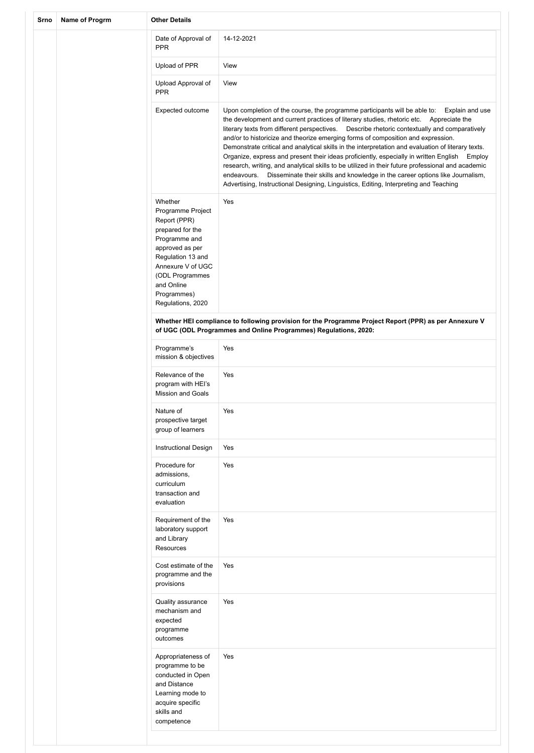| Srno | Name of Progrm | Other Details | |
|---|---|---|---|
| | | Date of Approval of PPR | 14-12-2021 |
| | | Upload of PPR | View |
| | | Upload Approval of PPR | View |
| | | Expected outcome | Upon completion of the course, the programme participants will be able to: Explain and use the development and current practices of literary studies, rhetoric etc. Appreciate the literary texts from different perspectives. Describe rhetoric contextually and comparatively and/or to historicize and theorize emerging forms of composition and expression. Demonstrate critical and analytical skills in the interpretation and evaluation of literary texts. Organize, express and present their ideas proficiently, especially in written English Employ research, writing, and analytical skills to be utilized in their future professional and academic endeavours. Disseminate their skills and knowledge in the career options like Journalism, Advertising, Instructional Designing, Linguistics, Editing, Interpreting and Teaching |
| | | Whether Programme Project Report (PPR) prepared for the Programme and approved as per Regulation 13 and Annexure V of UGC (ODL Programmes and Online Programmes) Regulations, 2020 | Yes |
| | | **Whether HEI compliance to following provision for the Programme Project Report (PPR) as per Annexure V of UGC (ODL Programmes and Online Programmes) Regulations, 2020:** | |
| | | Programme's mission & objectives | Yes |
| | | Relevance of the program with HEI's Mission and Goals | Yes |
| | | Nature of prospective target group of learners | Yes |
| | | Instructional Design | Yes |
| | | Procedure for admissions, curriculum transaction and evaluation | Yes |
| | | Requirement of the laboratory support and Library Resources | Yes |
| | | Cost estimate of the programme and the provisions | Yes |
| | | Quality assurance mechanism and expected programme outcomes | Yes |
| | | Appropriateness of programme to be conducted in Open and Distance Learning mode to acquire specific skills and competence | Yes |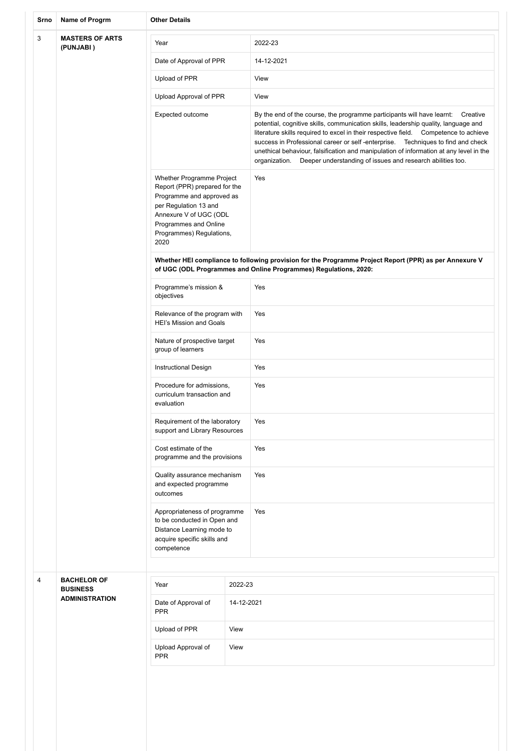| Srno | Name of Progrm | Other Details | |
|---|---|---|---|
| 3 | **MASTERS OF ARTS (PUNJABI )** | Year | 2022-23 |
| | | Date of Approval of PPR | 14-12-2021 |
| | | Upload of PPR | View |
| | | Upload Approval of PPR | View |
| | | Expected outcome | By the end of the course, the programme participants will have learnt: Creative potential, cognitive skills, communication skills, leadership quality, language and literature skills required to excel in their respective field. Competence to achieve success in Professional career or self -enterprise. Techniques to find and check unethical behaviour, falsification and manipulation of information at any level in the organization. Deeper understanding of issues and research abilities too. |
| | | Whether Programme Project Report (PPR) prepared for the Programme and approved as per Regulation 13 and Annexure V of UGC (ODL Programmes and Online Programmes) Regulations, 2020 | Yes |
| | | **Whether HEI compliance to following provision for the Programme Project Report (PPR) as per Annexure V of UGC (ODL Programmes and Online Programmes) Regulations, 2020:** | |
| | | Programme's mission & objectives | Yes |
| | | Relevance of the program with HEI's Mission and Goals | Yes |
| | | Nature of prospective target group of learners | Yes |
| | | Instructional Design | Yes |
| | | Procedure for admissions, curriculum transaction and evaluation | Yes |
| | | Requirement of the laboratory support and Library Resources | Yes |
| | | Cost estimate of the programme and the provisions | Yes |
| | | Quality assurance mechanism and expected programme outcomes | Yes |
| | | Appropriateness of programme to be conducted in Open and Distance Learning mode to acquire specific skills and competence | Yes |
| 4 | **BACHELOR OF BUSINESS ADMINISTRATION** | Year | 2022-23 |
| | | Date of Approval of PPR | 14-12-2021 |
| | | Upload of PPR | View |
| | | Upload Approval of PPR | View |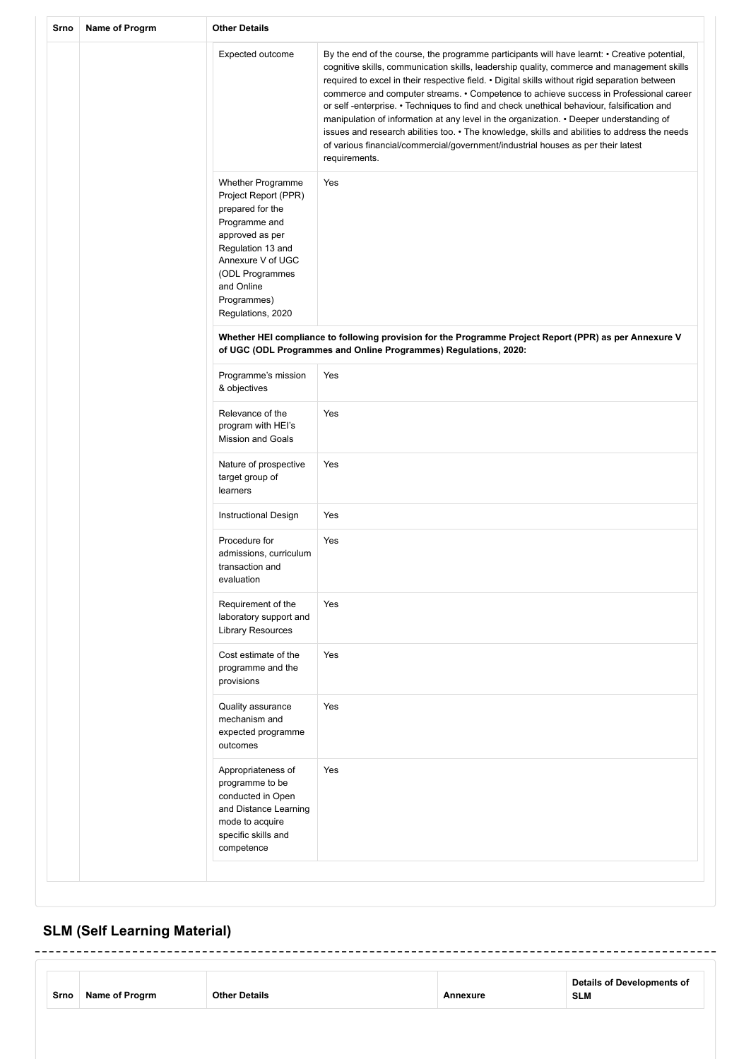| Srno | Name of Progrm | Other Details | |
|---|---|---|---|
| | | Expected outcome | By the end of the course, the programme participants will have learnt: • Creative potential, cognitive skills, communication skills, leadership quality, commerce and management skills required to excel in their respective field. • Digital skills without rigid separation between commerce and computer streams. • Competence to achieve success in Professional career or self -enterprise. • Techniques to find and check unethical behaviour, falsification and manipulation of information at any level in the organization. • Deeper understanding of issues and research abilities too. • The knowledge, skills and abilities to address the needs of various financial/commercial/government/industrial houses as per their latest requirements. |
| | | Whether Programme Project Report (PPR) prepared for the Programme and approved as per Regulation 13 and Annexure V of UGC (ODL Programmes and Online Programmes) Regulations, 2020 | Yes |
| | | **Whether HEI compliance to following provision for the Programme Project Report (PPR) as per Annexure V of UGC (ODL Programmes and Online Programmes) Regulations, 2020:** | |
| | | Programme's mission & objectives | Yes |
| | | Relevance of the program with HEI's Mission and Goals | Yes |
| | | Nature of prospective target group of learners | Yes |
| | | Instructional Design | Yes |
| | | Procedure for admissions, curriculum transaction and evaluation | Yes |
| | | Requirement of the laboratory support and Library Resources | Yes |
| | | Cost estimate of the programme and the provisions | Yes |
| | | Quality assurance mechanism and expected programme outcomes | Yes |
| | | Appropriateness of programme to be conducted in Open and Distance Learning mode to acquire specific skills and competence | Yes |

## SLM (Self Learning Material)

| Srno | Name of Progrm | Other Details | Annexure | Details of Developments of SLM |
|---|---|---|---|---|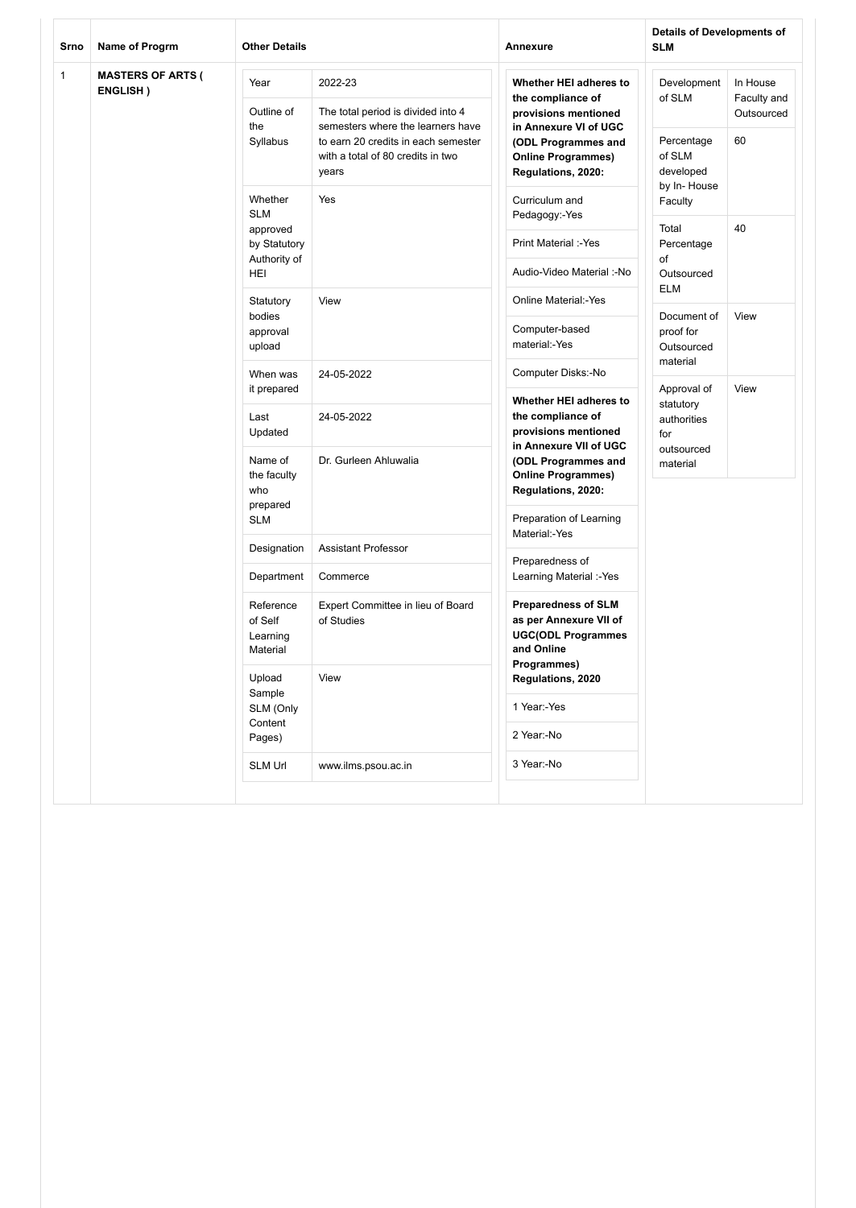| Srno | Name of Progrm | Other Details | | Annexure | Details of Developments of SLM | |
|---|---|---|---|---|---|---|
| 1 | MASTERS OF ARTS ( ENGLISH ) | Year | 2022-23 | **Whether HEI adheres to the compliance of provisions mentioned in Annexure VI of UGC (ODL Programmes and Online Programmes) Regulations, 2020:** | Development of SLM | In House Faculty and Outsourced |
| | | Outline of the Syllabus | The total period is divided into 4 semesters where the learners have to earn 20 credits in each semester with a total of 80 credits in two years | Curriculum and Pedagogy:-Yes | Percentage of SLM developed by In- House Faculty | 60 |
| | | Whether SLM approved by Statutory Authority of HEI | Yes | Print Material :-Yes | Total Percentage of Outsourced ELM | 40 |
| | | Statutory bodies approval upload | View | Audio-Video Material :-No | Document of proof for Outsourced material | View |
| | | When was it prepared | 24-05-2022 | Online Material:-Yes | Approval of statutory authorities for outsourced material | View |
| | | Last Updated | 24-05-2022 | Computer-based material:-Yes | | |
| | | Name of the faculty who prepared SLM | Dr. Gurleen Ahluwalia | Computer Disks:-No | | |
| | | Designation | Assistant Professor | **Whether HEI adheres to the compliance of provisions mentioned in Annexure VII of UGC (ODL Programmes and Online Programmes) Regulations, 2020:** | | |
| | | Department | Commerce | Preparation of Learning Material:-Yes | | |
| | | Reference of Self Learning Material | Expert Committee in lieu of Board of Studies | Preparedness of Learning Material :-Yes | | |
| | | Upload Sample SLM (Only Content Pages) | View | **Preparedness of SLM as per Annexure VII of UGC(ODL Programmes and Online Programmes) Regulations, 2020** | | |
| | | SLM Url | www.ilms.psou.ac.in | 1 Year:-Yes | | |
| | | | | 2 Year:-No | | |
| | | | | 3 Year:-No | | |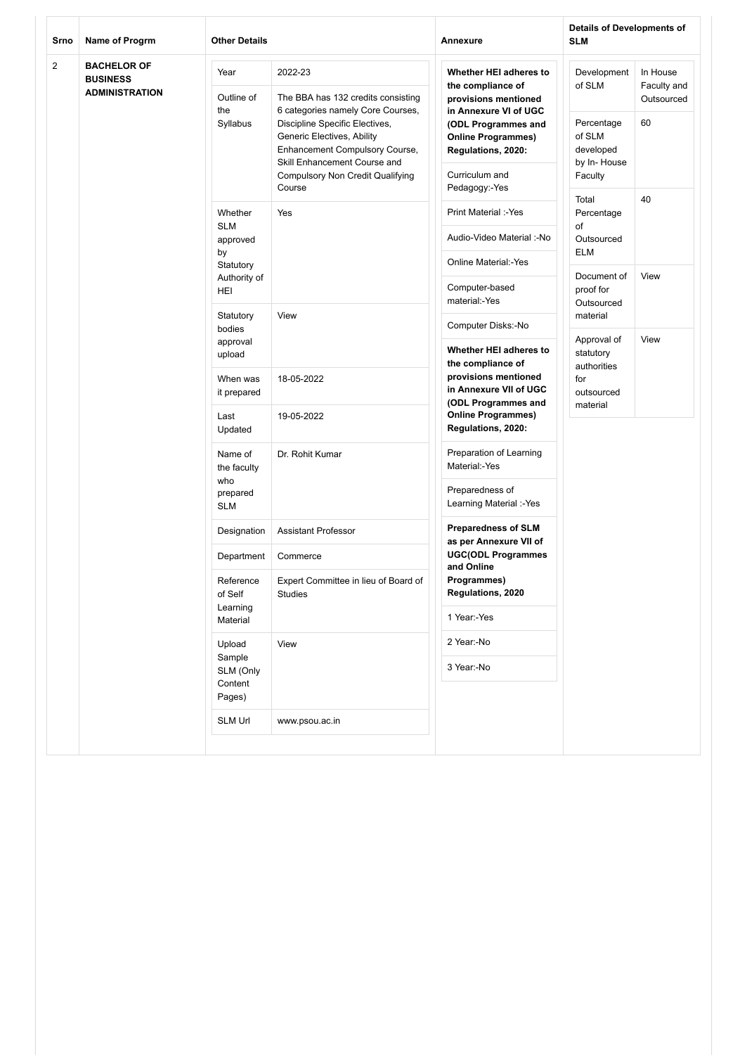| Srno | Name of Progrm | Other Details | | Annexure | Details of Developments of SLM | |
|---|---|---|---|---|---|---|
| 2 | BACHELOR OF BUSINESS ADMINISTRATION | Year | 2022-23 | **Whether HEI adheres to the compliance of provisions mentioned in Annexure VI of UGC (ODL Programmes and Online Programmes) Regulations, 2020:** | Development of SLM | In House Faculty and Outsourced |
| | | Outline of the Syllabus | The BBA has 132 credits consisting 6 categories namely Core Courses, Discipline Specific Electives, Generic Electives, Ability Enhancement Compulsory Course, Skill Enhancement Course and Compulsory Non Credit Qualifying Course | Curriculum and Pedagogy:-Yes | Percentage of SLM developed by In- House Faculty | 60 |
| | | Whether SLM approved by Statutory Authority of HEI | Yes | Print Material :-Yes | Total Percentage of Outsourced ELM | 40 |
| | | | | Audio-Video Material :-No | Document of proof for Outsourced material | View |
| | | | | Online Material:-Yes | Approval of statutory authorities for outsourced material | View |
| | | | | Computer-based material:-Yes | | |
| | | Statutory bodies approval upload | View | Computer Disks:-No | | |
| | | | | **Whether HEI adheres to the compliance of provisions mentioned in Annexure VII of UGC (ODL Programmes and Online Programmes) Regulations, 2020:** | | |
| | | When was it prepared | 18-05-2022 | | | |
| | | Last Updated | 19-05-2022 | Preparation of Learning Material:-Yes | | |
| | | Name of the faculty who prepared SLM | Dr. Rohit Kumar | Preparedness of Learning Material :-Yes | | |
| | | Designation | Assistant Professor | **Preparedness of SLM as per Annexure VII of UGC(ODL Programmes and Online Programmes) Regulations, 2020** | | |
| | | Department | Commerce | | | |
| | | Reference of Self Learning Material | Expert Committee in lieu of Board of Studies | 1 Year:-Yes | | |
| | | Upload Sample SLM (Only Content Pages) | View | 2 Year:-No | | |
| | | | | 3 Year:-No | | |
| | | SLM Url | www.psou.ac.in | | | |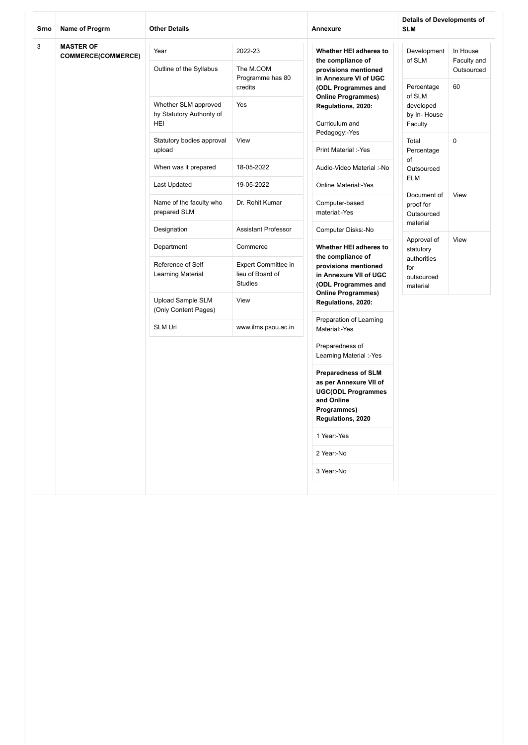| Srno | Name of Progrm | Other Details | | Annexure | Details of Developments of SLM | |
|---|---|---|---|---|---|---|
| 3 | MASTER OF COMMERCE(COMMERCE) | Year | 2022-23 | **Whether HEI adheres to the compliance of provisions mentioned in Annexure VI of UGC (ODL Programmes and Online Programmes) Regulations, 2020:** | Development of SLM | In House Faculty and Outsourced |
| | | Outline of the Syllabus | The M.COM Programme has 80 credits | Curriculum and Pedagogy:-Yes | Percentage of SLM developed by In- House Faculty | 60 |
| | | Whether SLM approved by Statutory Authority of HEI | Yes | Print Material :-Yes | Total Percentage of Outsourced ELM | 0 |
| | | Statutory bodies approval upload | View | Audio-Video Material :-No | Document of proof for Outsourced material | View |
| | | When was it prepared | 18-05-2022 | Online Material:-Yes | Approval of statutory authorities for outsourced material | View |
| | | Last Updated | 19-05-2022 | Computer-based material:-Yes | | |
| | | Name of the faculty who prepared SLM | Dr. Rohit Kumar | Computer Disks:-No | | |
| | | Designation | Assistant Professor | **Whether HEI adheres to the compliance of provisions mentioned in Annexure VII of UGC (ODL Programmes and Online Programmes) Regulations, 2020:** | | |
| | | Department | Commerce | Preparation of Learning Material:-Yes | | |
| | | Reference of Self Learning Material | Expert Committee in lieu of Board of Studies | Preparedness of Learning Material :-Yes | | |
| | | Upload Sample SLM (Only Content Pages) | View | **Preparedness of SLM as per Annexure VII of UGC(ODL Programmes and Online Programmes) Regulations, 2020** | | |
| | | SLM Url | www.ilms.psou.ac.in | 1 Year:-Yes | | |
| | | | | 2 Year:-No | | |
| | | | | 3 Year:-No | | |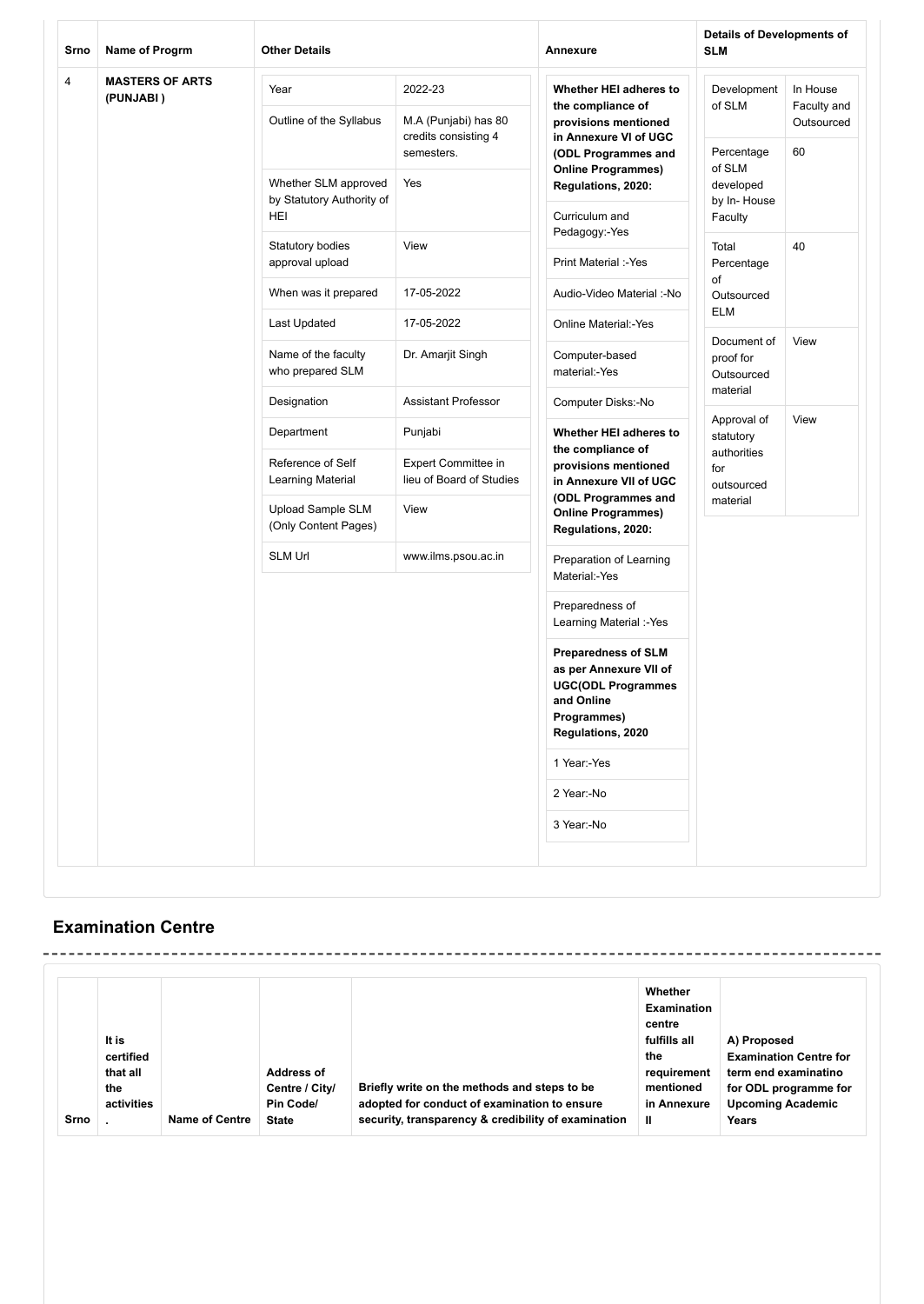| Srno | Name of Progrm | Other Details | | Annexure | Details of Developments of SLM | |
|---|---|---|---|---|---|---|
| 4 | MASTERS OF ARTS (PUNJABI ) | Year | 2022-23 | **Whether HEI adheres to the compliance of provisions mentioned in Annexure VI of UGC (ODL Programmes and Online Programmes) Regulations, 2020:** | Development of SLM | In House Faculty and Outsourced |
| | | Outline of the Syllabus | M.A (Punjabi) has 80 credits consisting 4 semesters. | Curriculum and Pedagogy:-Yes | Percentage of SLM developed by In- House Faculty | 60 |
| | | Whether SLM approved by Statutory Authority of HEI | Yes | Print Material :-Yes | Total Percentage of Outsourced ELM | 40 |
| | | Statutory bodies approval upload | View | Audio-Video Material :-No | Document of proof for Outsourced material | View |
| | | When was it prepared | 17-05-2022 | Online Material:-Yes | Approval of statutory authorities for outsourced material | View |
| | | Last Updated | 17-05-2022 | Computer-based material:-Yes | | |
| | | Name of the faculty who prepared SLM | Dr. Amarjit Singh | Computer Disks:-No | | |
| | | Designation | Assistant Professor | **Whether HEI adheres to the compliance of provisions mentioned in Annexure VII of UGC (ODL Programmes and Online Programmes) Regulations, 2020:** | | |
| | | Department | Punjabi | Preparation of Learning Material:-Yes | | |
| | | Reference of Self Learning Material | Expert Committee in lieu of Board of Studies | Preparedness of Learning Material :-Yes | | |
| | | Upload Sample SLM (Only Content Pages) | View | **Preparedness of SLM as per Annexure VII of UGC(ODL Programmes and Online Programmes) Regulations, 2020** | | |
| | | SLM Url | www.ilms.psou.ac.in | 1 Year:-Yes | | |
| | | | | 2 Year:-No | | |
| | | | | 3 Year:-No | | |

## Examination Centre

| Srno | It is certified that all the activities . | Name of Centre | Address of Centre / City/ Pin Code/ State | Briefly write on the methods and steps to be adopted for conduct of examination to ensure security, transparency & credibility of examination | Whether Examination centre fulfills all the requirement mentioned in Annexure II | A) Proposed Examination Centre for term end examinatino for ODL programme for Upcoming Academic Years |
|---|---|---|---|---|---|---|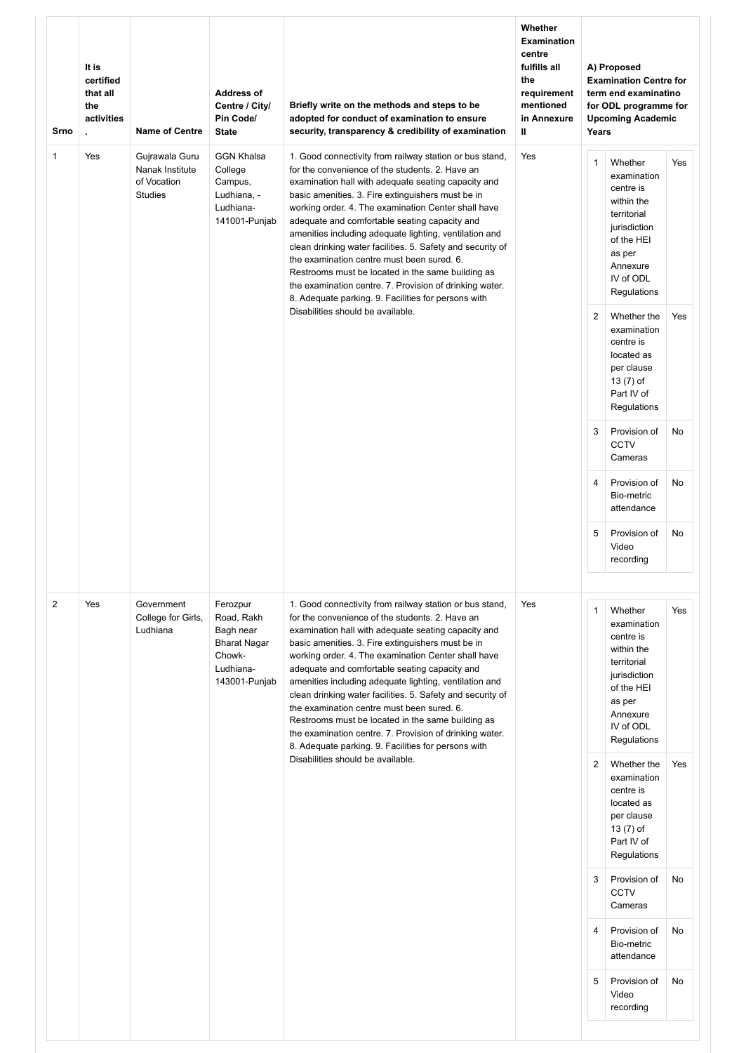| Srno | It is certified that all the activities . | Name of Centre | Address of Centre / City/ Pin Code/ State | Briefly write on the methods and steps to be adopted for conduct of examination to ensure security, transparency & credibility of examination | Whether Examination centre fulfills all the requirement mentioned in Annexure II | A) Proposed Examination Centre for term end examinatino for ODL programme for Upcoming Academic Years |
|---|---|---|---|---|---|---|
| 1 | Yes | Gujrawala Guru Nanak Institute of Vocation Studies | GGN Khalsa College Campus, Ludhiana, - Ludhiana-141001-Punjab | 1. Good connectivity from railway station or bus stand, for the convenience of the students. 2. Have an examination hall with adequate seating capacity and basic amenities. 3. Fire extinguishers must be in working order. 4. The examination Center shall have adequate and comfortable seating capacity and amenities including adequate lighting, ventilation and clean drinking water facilities. 5. Safety and security of the examination centre must been sured. 6. Restrooms must be located in the same building as the examination centre. 7. Provision of drinking water. 8. Adequate parking. 9. Facilities for persons with Disabilities should be available. | Yes | 1. Whether examination centre is within the territorial jurisdiction of the HEI as per Annexure IV of ODL Regulations: Yes<br>2. Whether the examination centre is located as per clause 13 (7) of Part IV of Regulations: Yes<br>3. Provision of CCTV Cameras: No<br>4. Provision of Bio-metric attendance: No<br>5. Provision of Video recording: No |
| 2 | Yes | Government College for Girls, Ludhiana | Ferozpur Road, Rakh Bagh near Bharat Nagar Chowk-Ludhiana-143001-Punjab | 1. Good connectivity from railway station or bus stand, for the convenience of the students. 2. Have an examination hall with adequate seating capacity and basic amenities. 3. Fire extinguishers must be in working order. 4. The examination Center shall have adequate and comfortable seating capacity and amenities including adequate lighting, ventilation and clean drinking water facilities. 5. Safety and security of the examination centre must been sured. 6. Restrooms must be located in the same building as the examination centre. 7. Provision of drinking water. 8. Adequate parking. 9. Facilities for persons with Disabilities should be available. | Yes | 1. Whether examination centre is within the territorial jurisdiction of the HEI as per Annexure IV of ODL Regulations: Yes<br>2. Whether the examination centre is located as per clause 13 (7) of Part IV of Regulations: Yes<br>3. Provision of CCTV Cameras: No<br>4. Provision of Bio-metric attendance: No<br>5. Provision of Video recording: No |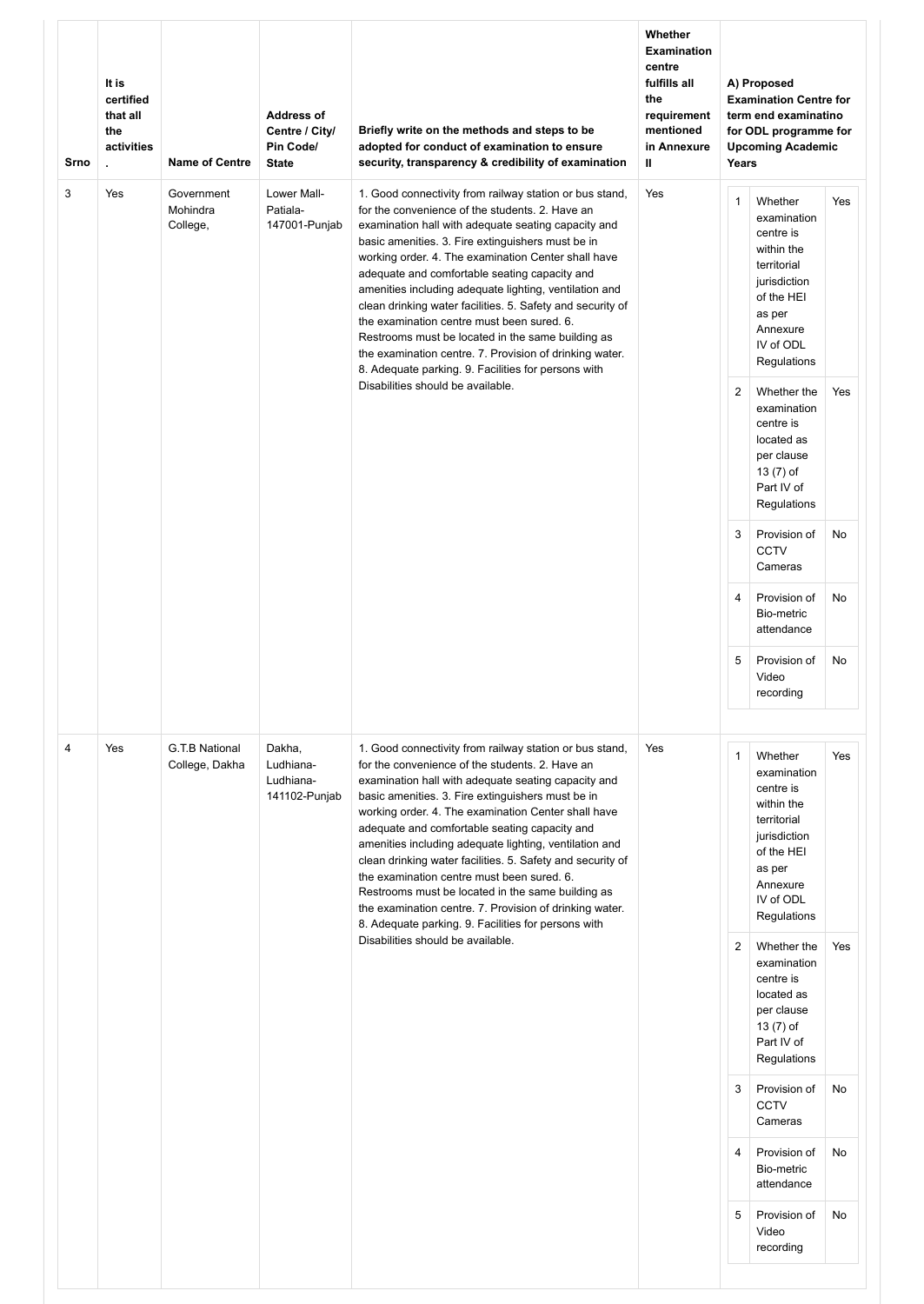| Srno | It is certified that all the activities . | Name of Centre | Address of Centre / City/ Pin Code/ State | Briefly write on the methods and steps to be adopted for conduct of examination to ensure security, transparency & credibility of examination | Whether Examination centre fulfills all the requirement mentioned in Annexure II | A) Proposed Examination Centre for term end examinatino for ODL programme for Upcoming Academic Years |
|---|---|---|---|---|---|---|
| 3 | Yes | Government Mohindra College, | Lower Mall-Patiala-147001-Punjab | 1. Good connectivity from railway station or bus stand, for the convenience of the students. 2. Have an examination hall with adequate seating capacity and basic amenities. 3. Fire extinguishers must be in working order. 4. The examination Center shall have adequate and comfortable seating capacity and amenities including adequate lighting, ventilation and clean drinking water facilities. 5. Safety and security of the examination centre must been sured. 6. Restrooms must be located in the same building as the examination centre. 7. Provision of drinking water. 8. Adequate parking. 9. Facilities for persons with Disabilities should be available. | Yes | 1. Whether examination centre is within the territorial jurisdiction of the HEI as per Annexure IV of ODL Regulations: Yes<br>2. Whether the examination centre is located as per clause 13 (7) of Part IV of Regulations: Yes<br>3. Provision of CCTV Cameras: No<br>4. Provision of Bio-metric attendance: No<br>5. Provision of Video recording: No |
| 4 | Yes | G.T.B National College, Dakha | Dakha, Ludhiana-Ludhiana-141102-Punjab | 1. Good connectivity from railway station or bus stand, for the convenience of the students. 2. Have an examination hall with adequate seating capacity and basic amenities. 3. Fire extinguishers must be in working order. 4. The examination Center shall have adequate and comfortable seating capacity and amenities including adequate lighting, ventilation and clean drinking water facilities. 5. Safety and security of the examination centre must been sured. 6. Restrooms must be located in the same building as the examination centre. 7. Provision of drinking water. 8. Adequate parking. 9. Facilities for persons with Disabilities should be available. | Yes | 1. Whether examination centre is within the territorial jurisdiction of the HEI as per Annexure IV of ODL Regulations: Yes<br>2. Whether the examination centre is located as per clause 13 (7) of Part IV of Regulations: Yes<br>3. Provision of CCTV Cameras: No<br>4. Provision of Bio-metric attendance: No<br>5. Provision of Video recording: No |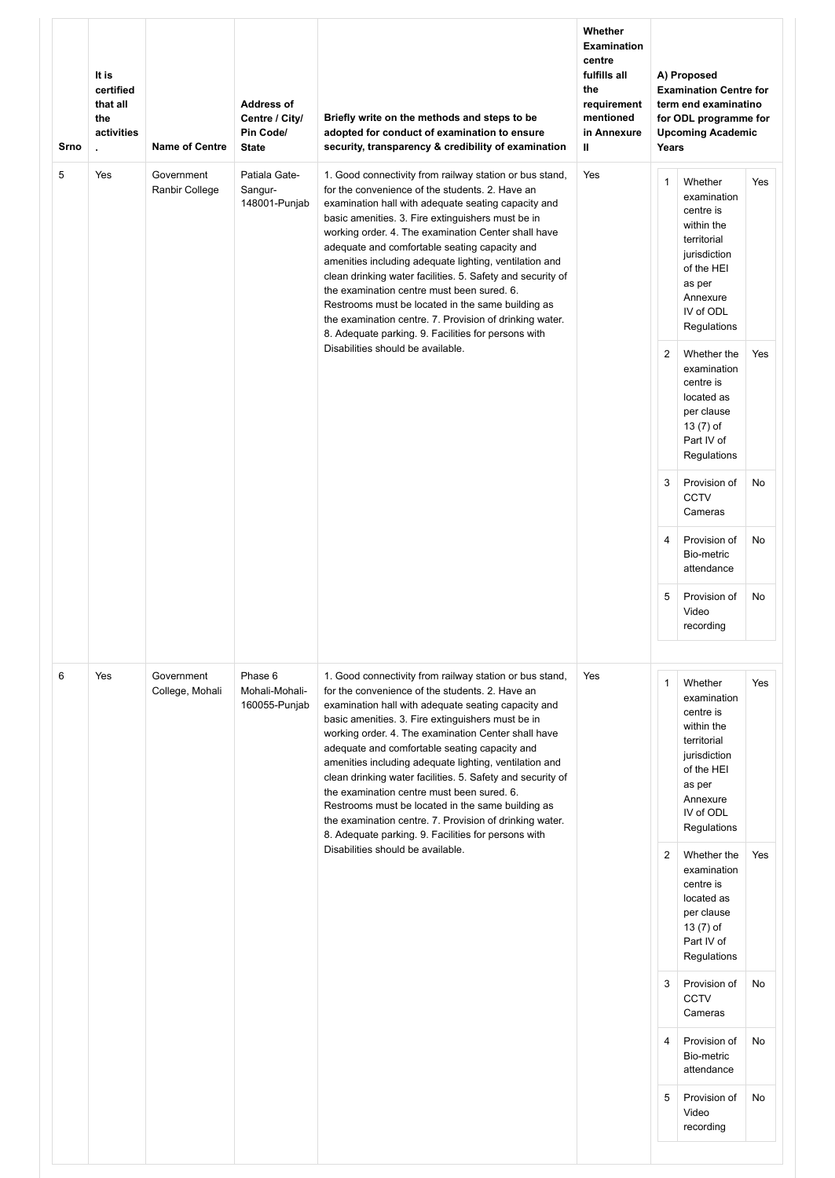| Srno | It is certified that all the activities . | Name of Centre | Address of Centre / City/ Pin Code/ State | Briefly write on the methods and steps to be adopted for conduct of examination to ensure security, transparency & credibility of examination | Whether Examination centre fulfills all the requirement mentioned in Annexure II | A) Proposed Examination Centre for term end examinatino for ODL programme for Upcoming Academic Years |
|---|---|---|---|---|---|---|
| 5 | Yes | Government Ranbir College | Patiala Gate-Sangur-148001-Punjab | 1. Good connectivity from railway station or bus stand, for the convenience of the students. 2. Have an examination hall with adequate seating capacity and basic amenities. 3. Fire extinguishers must be in working order. 4. The examination Center shall have adequate and comfortable seating capacity and amenities including adequate lighting, ventilation and clean drinking water facilities. 5. Safety and security of the examination centre must been sured. 6. Restrooms must be located in the same building as the examination centre. 7. Provision of drinking water. 8. Adequate parking. 9. Facilities for persons with Disabilities should be available. | Yes | 1. Whether examination centre is within the territorial jurisdiction of the HEI as per Annexure IV of ODL Regulations: Yes<br>2. Whether the examination centre is located as per clause 13 (7) of Part IV of Regulations: Yes<br>3. Provision of CCTV Cameras: No<br>4. Provision of Bio-metric attendance: No<br>5. Provision of Video recording: No |
| 6 | Yes | Government College, Mohali | Phase 6 Mohali-Mohali-160055-Punjab | 1. Good connectivity from railway station or bus stand, for the convenience of the students. 2. Have an examination hall with adequate seating capacity and basic amenities. 3. Fire extinguishers must be in working order. 4. The examination Center shall have adequate and comfortable seating capacity and amenities including adequate lighting, ventilation and clean drinking water facilities. 5. Safety and security of the examination centre must been sured. 6. Restrooms must be located in the same building as the examination centre. 7. Provision of drinking water. 8. Adequate parking. 9. Facilities for persons with Disabilities should be available. | Yes | 1. Whether examination centre is within the territorial jurisdiction of the HEI as per Annexure IV of ODL Regulations: Yes<br>2. Whether the examination centre is located as per clause 13 (7) of Part IV of Regulations: Yes<br>3. Provision of CCTV Cameras: No<br>4. Provision of Bio-metric attendance: No<br>5. Provision of Video recording: No |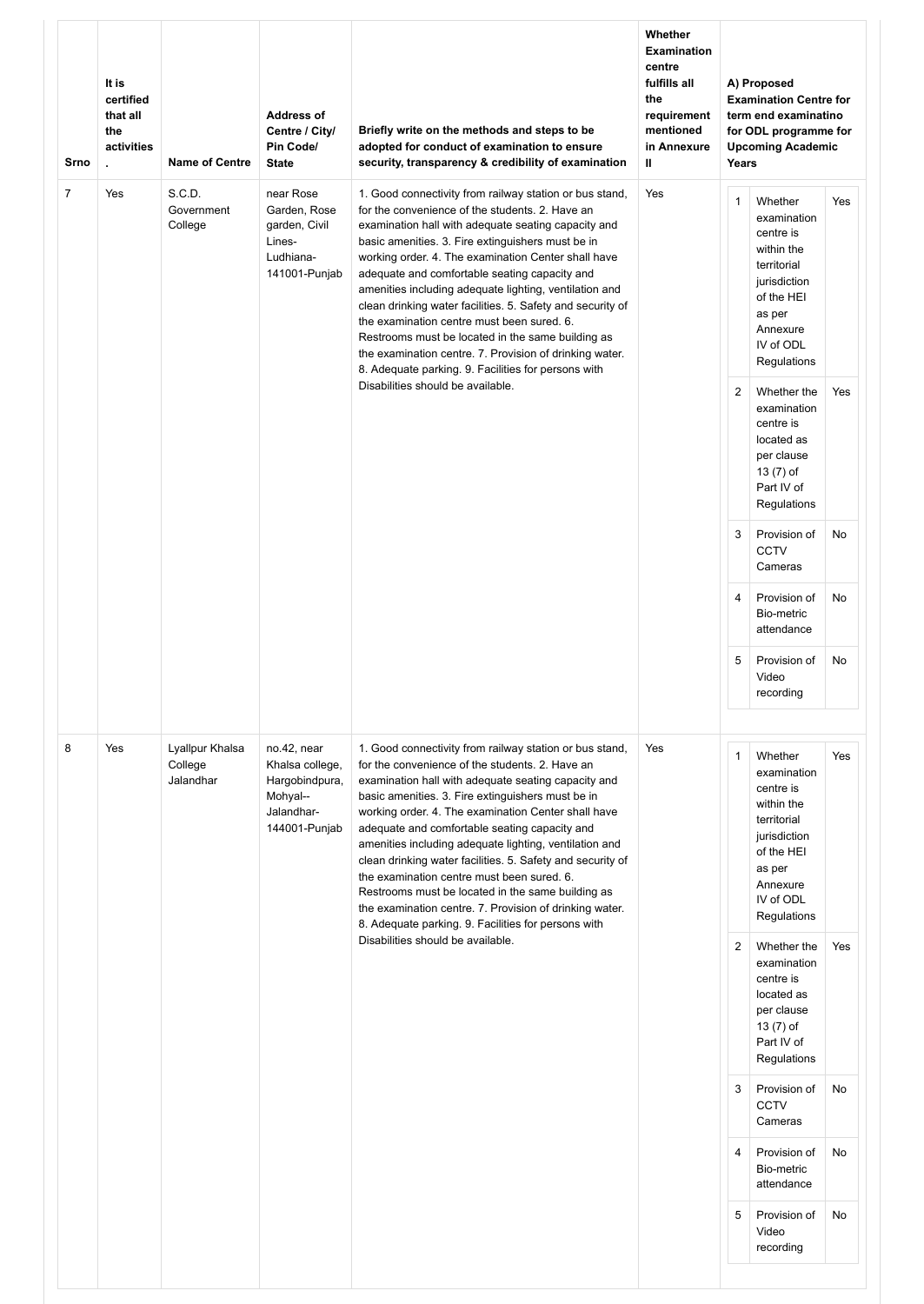| Srno | It is certified that all the activities . | Name of Centre | Address of Centre / City/ Pin Code/ State | Briefly write on the methods and steps to be adopted for conduct of examination to ensure security, transparency & credibility of examination | Whether Examination centre fulfills all the requirement mentioned in Annexure II | A) Proposed Examination Centre for term end examinatino for ODL programme for Upcoming Academic Years |
|---|---|---|---|---|---|---|
| 7 | Yes | S.C.D. Government College | near Rose Garden, Rose garden, Civil Lines-Ludhiana-141001-Punjab | 1. Good connectivity from railway station or bus stand, for the convenience of the students. 2. Have an examination hall with adequate seating capacity and basic amenities. 3. Fire extinguishers must be in working order. 4. The examination Center shall have adequate and comfortable seating capacity and amenities including adequate lighting, ventilation and clean drinking water facilities. 5. Safety and security of the examination centre must been sured. 6. Restrooms must be located in the same building as the examination centre. 7. Provision of drinking water. 8. Adequate parking. 9. Facilities for persons with Disabilities should be available. | Yes | 1. Whether examination centre is within the territorial jurisdiction of the HEI as per Annexure IV of ODL Regulations: Yes<br>2. Whether the examination centre is located as per clause 13 (7) of Part IV of Regulations: Yes<br>3. Provision of CCTV Cameras: No<br>4. Provision of Bio-metric attendance: No<br>5. Provision of Video recording: No |
| 8 | Yes | Lyallpur Khalsa College Jalandhar | no.42, near Khalsa college, Hargobindpura, Mohyal--Jalandhar-144001-Punjab | 1. Good connectivity from railway station or bus stand, for the convenience of the students. 2. Have an examination hall with adequate seating capacity and basic amenities. 3. Fire extinguishers must be in working order. 4. The examination Center shall have adequate and comfortable seating capacity and amenities including adequate lighting, ventilation and clean drinking water facilities. 5. Safety and security of the examination centre must been sured. 6. Restrooms must be located in the same building as the examination centre. 7. Provision of drinking water. 8. Adequate parking. 9. Facilities for persons with Disabilities should be available. | Yes | 1. Whether examination centre is within the territorial jurisdiction of the HEI as per Annexure IV of ODL Regulations: Yes<br>2. Whether the examination centre is located as per clause 13 (7) of Part IV of Regulations: Yes<br>3. Provision of CCTV Cameras: No<br>4. Provision of Bio-metric attendance: No<br>5. Provision of Video recording: No |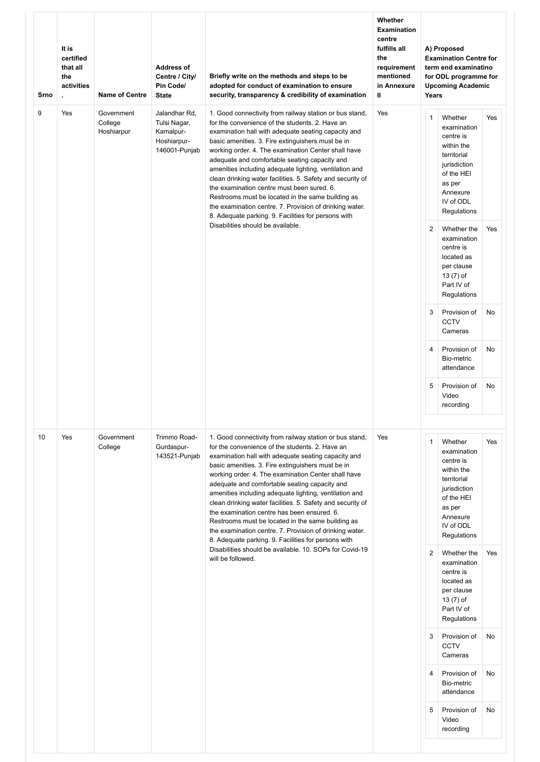| Srno | It is certified that all the activities . | Name of Centre | Address of Centre / City/ Pin Code/ State | Briefly write on the methods and steps to be adopted for conduct of examination to ensure security, transparency & credibility of examination | Whether Examination centre fulfills all the requirement mentioned in Annexure II | A) Proposed Examination Centre for term end examinatino for ODL programme for Upcoming Academic Years |
|---|---|---|---|---|---|---|
| 9 | Yes | Government College Hoshiarpur | Jalandhar Rd, Tulsi Nagar, Kamalpur-Hoshiarpur-146001-Punjab | 1. Good connectivity from railway station or bus stand, for the convenience of the students. 2. Have an examination hall with adequate seating capacity and basic amenities. 3. Fire extinguishers must be in working order. 4. The examination Center shall have adequate and comfortable seating capacity and amenities including adequate lighting, ventilation and clean drinking water facilities. 5. Safety and security of the examination centre must been sured. 6. Restrooms must be located in the same building as the examination centre. 7. Provision of drinking water. 8. Adequate parking. 9. Facilities for persons with Disabilities should be available. | Yes | 1. Whether examination centre is within the territorial jurisdiction of the HEI as per Annexure IV of ODL Regulations: Yes<br>2. Whether the examination centre is located as per clause 13 (7) of Part IV of Regulations: Yes<br>3. Provision of CCTV Cameras: No<br>4. Provision of Bio-metric attendance: No<br>5. Provision of Video recording: No |
| 10 | Yes | Government College | Trimmo Road-Gurdaspur-143521-Punjab | 1. Good connectivity from railway station or bus stand, for the convenience of the students. 2. Have an examination hall with adequate seating capacity and basic amenities. 3. Fire extinguishers must be in working order. 4. The examination Center shall have adequate and comfortable seating capacity and amenities including adequate lighting, ventilation and clean drinking water facilities. 5. Safety and security of the examination centre has been ensured. 6. Restrooms must be located in the same building as the examination centre. 7. Provision of drinking water. 8. Adequate parking. 9. Facilities for persons with Disabilities should be available. 10. SOPs for Covid-19 will be followed. | Yes | 1. Whether examination centre is within the territorial jurisdiction of the HEI as per Annexure IV of ODL Regulations: Yes<br>2. Whether the examination centre is located as per clause 13 (7) of Part IV of Regulations: Yes<br>3. Provision of CCTV Cameras: No<br>4. Provision of Bio-metric attendance: No<br>5. Provision of Video recording: No |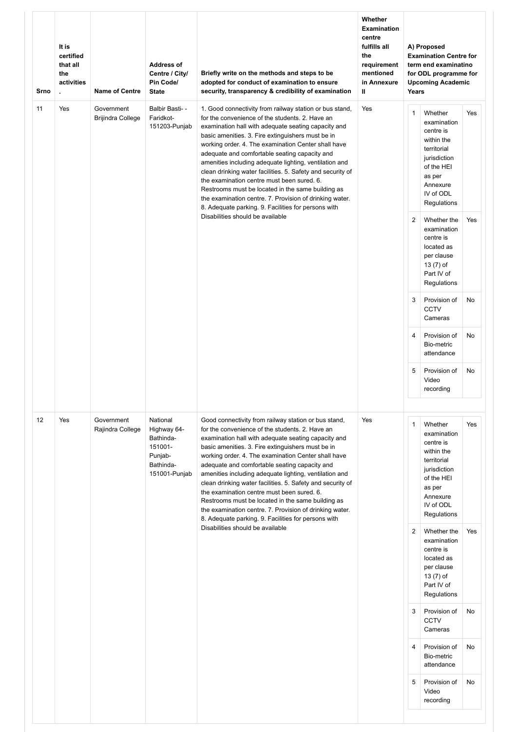| Srno | It is certified that all the activities . | Name of Centre | Address of Centre / City/ Pin Code/ State | Briefly write on the methods and steps to be adopted for conduct of examination to ensure security, transparency & credibility of examination | Whether Examination centre fulfills all the requirement mentioned in Annexure II | A) Proposed Examination Centre for term end examinatino for ODL programme for Upcoming Academic Years | | |
|---|---|---|---|---|---|---|---|---|
| 11 | Yes | Government Brijindra College | Balbir Basti- - Faridkot-151203-Punjab | 1. Good connectivity from railway station or bus stand, for the convenience of the students. 2. Have an examination hall with adequate seating capacity and basic amenities. 3. Fire extinguishers must be in working order. 4. The examination Center shall have adequate and comfortable seating capacity and amenities including adequate lighting, ventilation and clean drinking water facilities. 5. Safety and security of the examination centre must been sured. 6. Restrooms must be located in the same building as the examination centre. 7. Provision of drinking water. 8. Adequate parking. 9. Facilities for persons with Disabilities should be available | Yes | 1 | Whether examination centre is within the territorial jurisdiction of the HEI as per Annexure IV of ODL Regulations | Yes |
| | | | | | | 2 | Whether the examination centre is located as per clause 13 (7) of Part IV of Regulations | Yes |
| | | | | | | 3 | Provision of CCTV Cameras | No |
| | | | | | | 4 | Provision of Bio-metric attendance | No |
| | | | | | | 5 | Provision of Video recording | No |
| 12 | Yes | Government Rajindra College | National Highway 64- Bathinda-151001-Punjab-Bathinda-151001-Punjab | Good connectivity from railway station or bus stand, for the convenience of the students. 2. Have an examination hall with adequate seating capacity and basic amenities. 3. Fire extinguishers must be in working order. 4. The examination Center shall have adequate and comfortable seating capacity and amenities including adequate lighting, ventilation and clean drinking water facilities. 5. Safety and security of the examination centre must been sured. 6. Restrooms must be located in the same building as the examination centre. 7. Provision of drinking water. 8. Adequate parking. 9. Facilities for persons with Disabilities should be available | Yes | 1 | Whether examination centre is within the territorial jurisdiction of the HEI as per Annexure IV of ODL Regulations | Yes |
| | | | | | | 2 | Whether the examination centre is located as per clause 13 (7) of Part IV of Regulations | Yes |
| | | | | | | 3 | Provision of CCTV Cameras | No |
| | | | | | | 4 | Provision of Bio-metric attendance | No |
| | | | | | | 5 | Provision of Video recording | No |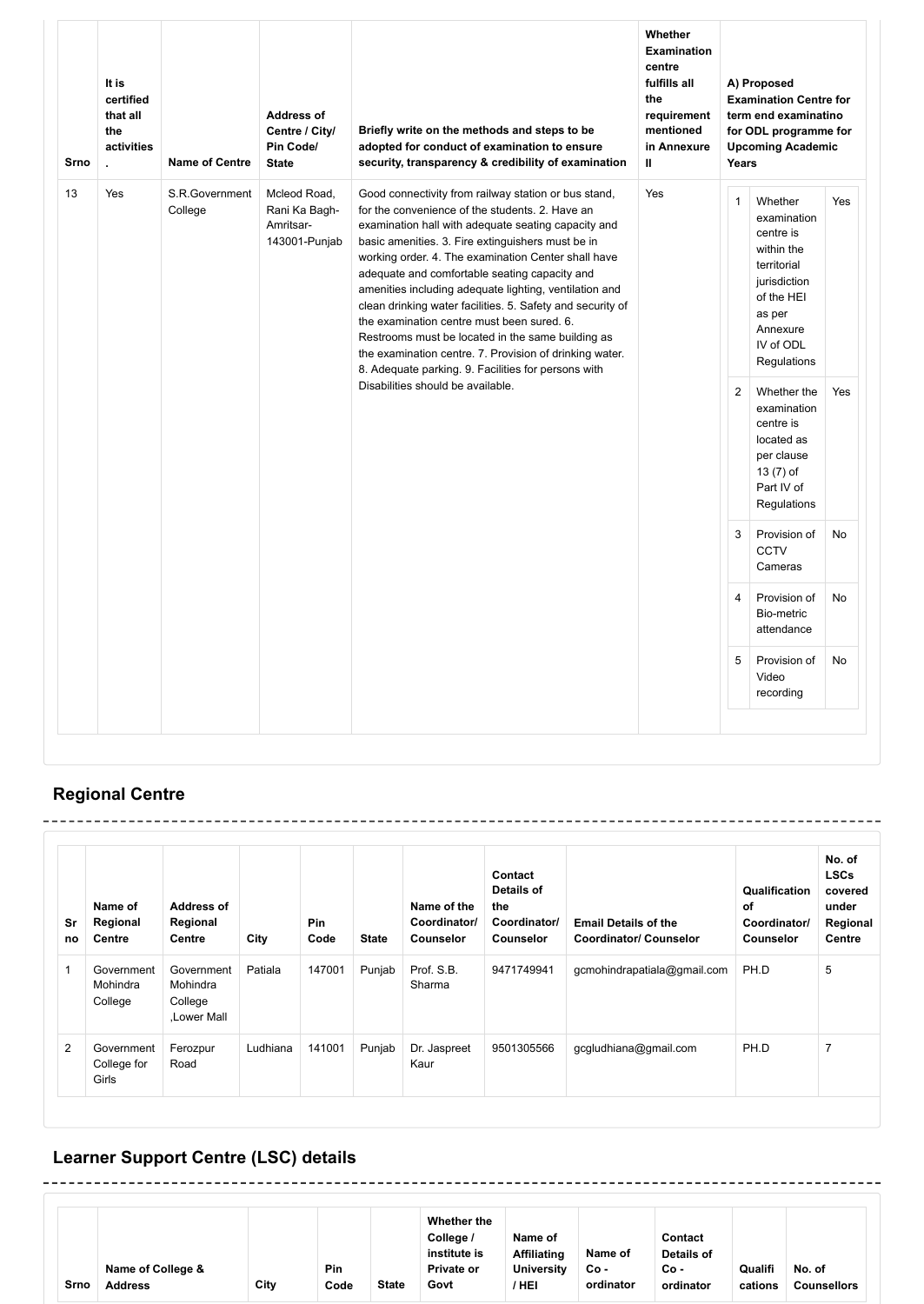| Srno | It is certified that all the activities . | Name of Centre | Address of Centre / City/ Pin Code/ State | Briefly write on the methods and steps to be adopted for conduct of examination to ensure security, transparency & credibility of examination | Whether Examination centre fulfills all the requirement mentioned in Annexure II | A) Proposed Examination Centre for term end examinatino for ODL programme for Upcoming Academic Years |
|---|---|---|---|---|---|---|
| 13 | Yes | S.R.Government College | Mcleod Road, Rani Ka Bagh-Amritsar-143001-Punjab | Good connectivity from railway station or bus stand, for the convenience of the students. 2. Have an examination hall with adequate seating capacity and basic amenities. 3. Fire extinguishers must be in working order. 4. The examination Center shall have adequate and comfortable seating capacity and amenities including adequate lighting, ventilation and clean drinking water facilities. 5. Safety and security of the examination centre must been sured. 6. Restrooms must be located in the same building as the examination centre. 7. Provision of drinking water. 8. Adequate parking. 9. Facilities for persons with Disabilities should be available. | Yes | 1. Whether examination centre is within the territorial jurisdiction of the HEI as per Annexure IV of ODL Regulations: Yes<br>2. Whether the examination centre is located as per clause 13 (7) of Part IV of Regulations: Yes<br>3. Provision of CCTV Cameras: No<br>4. Provision of Bio-metric attendance: No<br>5. Provision of Video recording: No |

## Regional Centre

| Sr no | Name of Regional Centre | Address of Regional Centre | City | Pin Code | State | Name of the Coordinator/ Counselor | Contact Details of the Coordinator/ Counselor | Email Details of the Coordinator/ Counselor | Qualification of Coordinator/ Counselor | No. of LSCs covered under Regional Centre |
|---|---|---|---|---|---|---|---|---|---|---|
| 1 | Government Mohindra College | Government Mohindra College ,Lower Mall | Patiala | 147001 | Punjab | Prof. S.B. Sharma | 9471749941 | gcmohindrapatiala@gmail.com | PH.D | 5 |
| 2 | Government College for Girls | Ferozpur Road | Ludhiana | 141001 | Punjab | Dr. Jaspreet Kaur | 9501305566 | gcgludhiana@gmail.com | PH.D | 7 |

## Learner Support Centre (LSC) details

| Srno | Name of College & Address | City | Pin Code | State | Whether the College / institute is Private or Govt | Name of Affiliating University / HEI | Name of Co - ordinator | Contact Details of Co - ordinator | Qualifi cations | No. of Counsellors |
|---|---|---|---|---|---|---|---|---|---|---|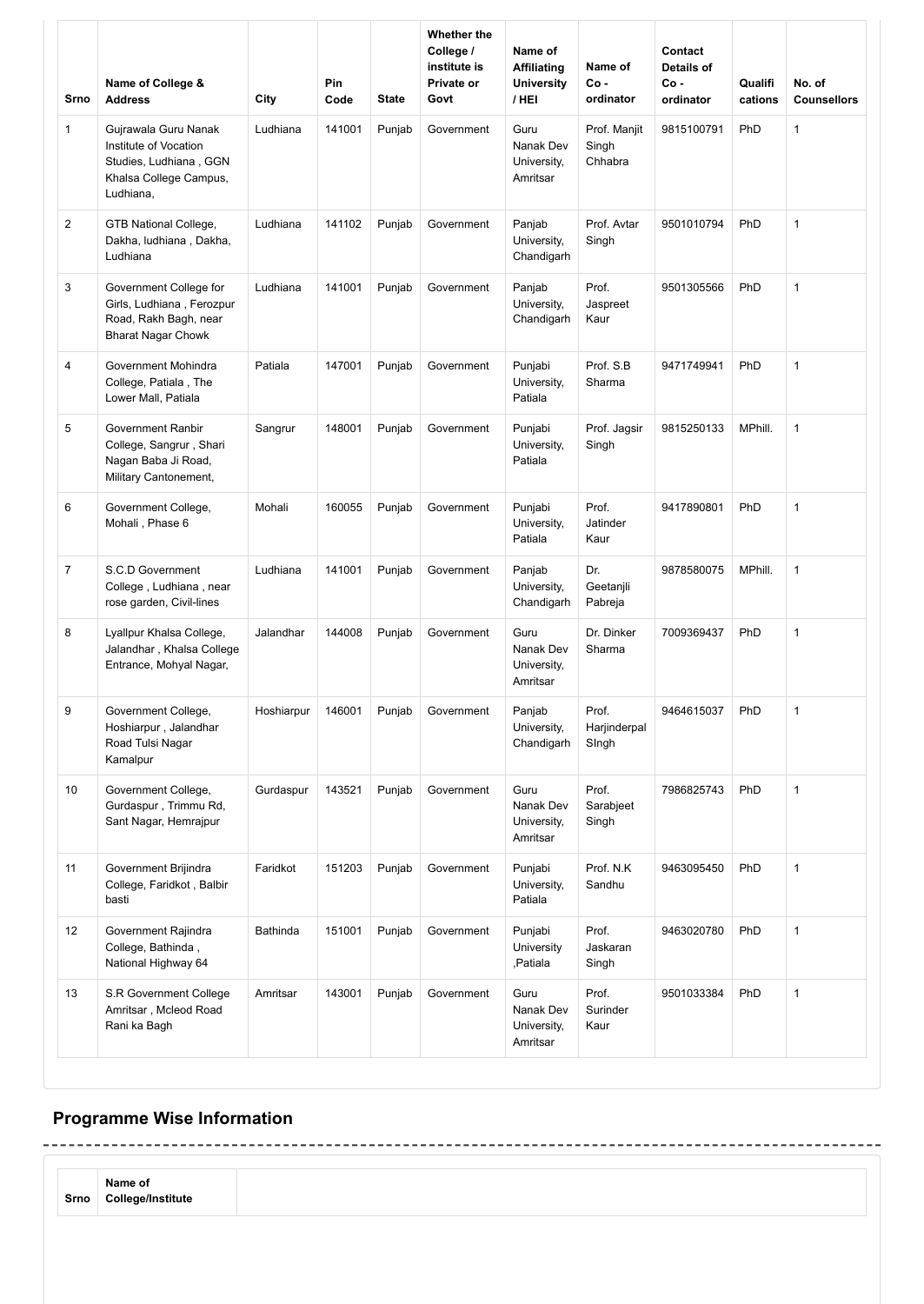| Srno | Name of College & Address | City | Pin Code | State | Whether the College / institute is Private or Govt | Name of Affiliating University / HEI | Name of Co - ordinator | Contact Details of Co - ordinator | Qualifi cations | No. of Counsellors |
|---|---|---|---|---|---|---|---|---|---|---|
| 1 | Gujrawala Guru Nanak Institute of Vocation Studies, Ludhiana , GGN Khalsa College Campus, Ludhiana, | Ludhiana | 141001 | Punjab | Government | Guru Nanak Dev University, Amritsar | Prof. Manjit Singh Chhabra | 9815100791 | PhD | 1 |
| 2 | GTB National College, Dakha, ludhiana , Dakha, Ludhiana | Ludhiana | 141102 | Punjab | Government | Panjab University, Chandigarh | Prof. Avtar Singh | 9501010794 | PhD | 1 |
| 3 | Government College for Girls, Ludhiana , Ferozpur Road, Rakh Bagh, near Bharat Nagar Chowk | Ludhiana | 141001 | Punjab | Government | Panjab University, Chandigarh | Prof. Jaspreet Kaur | 9501305566 | PhD | 1 |
| 4 | Government Mohindra College, Patiala , The Lower Mall, Patiala | Patiala | 147001 | Punjab | Government | Punjabi University, Patiala | Prof. S.B Sharma | 9471749941 | PhD | 1 |
| 5 | Government Ranbir College, Sangrur , Shari Nagan Baba Ji Road, Military Cantonement, | Sangrur | 148001 | Punjab | Government | Punjabi University, Patiala | Prof. Jagsir Singh | 9815250133 | MPhill. | 1 |
| 6 | Government College, Mohali , Phase 6 | Mohali | 160055 | Punjab | Government | Punjabi University, Patiala | Prof. Jatinder Kaur | 9417890801 | PhD | 1 |
| 7 | S.C.D Government College , Ludhiana , near rose garden, Civil-lines | Ludhiana | 141001 | Punjab | Government | Panjab University, Chandigarh | Dr. Geetanjli Pabreja | 9878580075 | MPhill. | 1 |
| 8 | Lyallpur Khalsa College, Jalandhar , Khalsa College Entrance, Mohyal Nagar, | Jalandhar | 144008 | Punjab | Government | Guru Nanak Dev University, Amritsar | Dr. Dinker Sharma | 7009369437 | PhD | 1 |
| 9 | Government College, Hoshiarpur , Jalandhar Road Tulsi Nagar Kamalpur | Hoshiarpur | 146001 | Punjab | Government | Panjab University, Chandigarh | Prof. Harjinderpal SIngh | 9464615037 | PhD | 1 |
| 10 | Government College, Gurdaspur , Trimmu Rd, Sant Nagar, Hemrajpur | Gurdaspur | 143521 | Punjab | Government | Guru Nanak Dev University, Amritsar | Prof. Sarabjeet Singh | 7986825743 | PhD | 1 |
| 11 | Government Brijindra College, Faridkot , Balbir basti | Faridkot | 151203 | Punjab | Government | Punjabi University, Patiala | Prof. N.K Sandhu | 9463095450 | PhD | 1 |
| 12 | Government Rajindra College, Bathinda , National Highway 64 | Bathinda | 151001 | Punjab | Government | Punjabi University ,Patiala | Prof. Jaskaran Singh | 9463020780 | PhD | 1 |
| 13 | S.R Government College Amritsar , Mcleod Road Rani ka Bagh | Amritsar | 143001 | Punjab | Government | Guru Nanak Dev University, Amritsar | Prof. Surinder Kaur | 9501033384 | PhD | 1 |

## Programme Wise Information

| Srno | Name of College/Institute |
|---|---|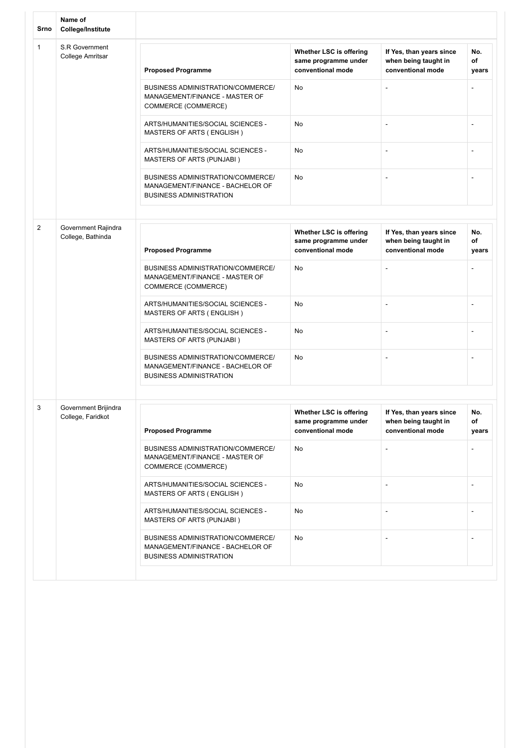| Srno | Name of College/Institute | Proposed Programme | Whether LSC is offering same programme under conventional mode | If Yes, than years since when being taught in conventional mode | No. of years |
|---|---|---|---|---|---|
| 1 | S.R Government College Amritsar | BUSINESS ADMINISTRATION/COMMERCE/ MANAGEMENT/FINANCE - MASTER OF COMMERCE (COMMERCE) | No | - | - |
| | | ARTS/HUMANITIES/SOCIAL SCIENCES - MASTERS OF ARTS ( ENGLISH ) | No | - | - |
| | | ARTS/HUMANITIES/SOCIAL SCIENCES - MASTERS OF ARTS (PUNJABI ) | No | - | - |
| | | BUSINESS ADMINISTRATION/COMMERCE/ MANAGEMENT/FINANCE - BACHELOR OF BUSINESS ADMINISTRATION | No | - | - |
| 2 | Government Rajindra College, Bathinda | BUSINESS ADMINISTRATION/COMMERCE/ MANAGEMENT/FINANCE - MASTER OF COMMERCE (COMMERCE) | No | - | - |
| | | ARTS/HUMANITIES/SOCIAL SCIENCES - MASTERS OF ARTS ( ENGLISH ) | No | - | - |
| | | ARTS/HUMANITIES/SOCIAL SCIENCES - MASTERS OF ARTS (PUNJABI ) | No | - | - |
| | | BUSINESS ADMINISTRATION/COMMERCE/ MANAGEMENT/FINANCE - BACHELOR OF BUSINESS ADMINISTRATION | No | - | - |
| 3 | Government Brijindra College, Faridkot | BUSINESS ADMINISTRATION/COMMERCE/ MANAGEMENT/FINANCE - MASTER OF COMMERCE (COMMERCE) | No | - | - |
| | | ARTS/HUMANITIES/SOCIAL SCIENCES - MASTERS OF ARTS ( ENGLISH ) | No | - | - |
| | | ARTS/HUMANITIES/SOCIAL SCIENCES - MASTERS OF ARTS (PUNJABI ) | No | - | - |
| | | BUSINESS ADMINISTRATION/COMMERCE/ MANAGEMENT/FINANCE - BACHELOR OF BUSINESS ADMINISTRATION | No | - | - |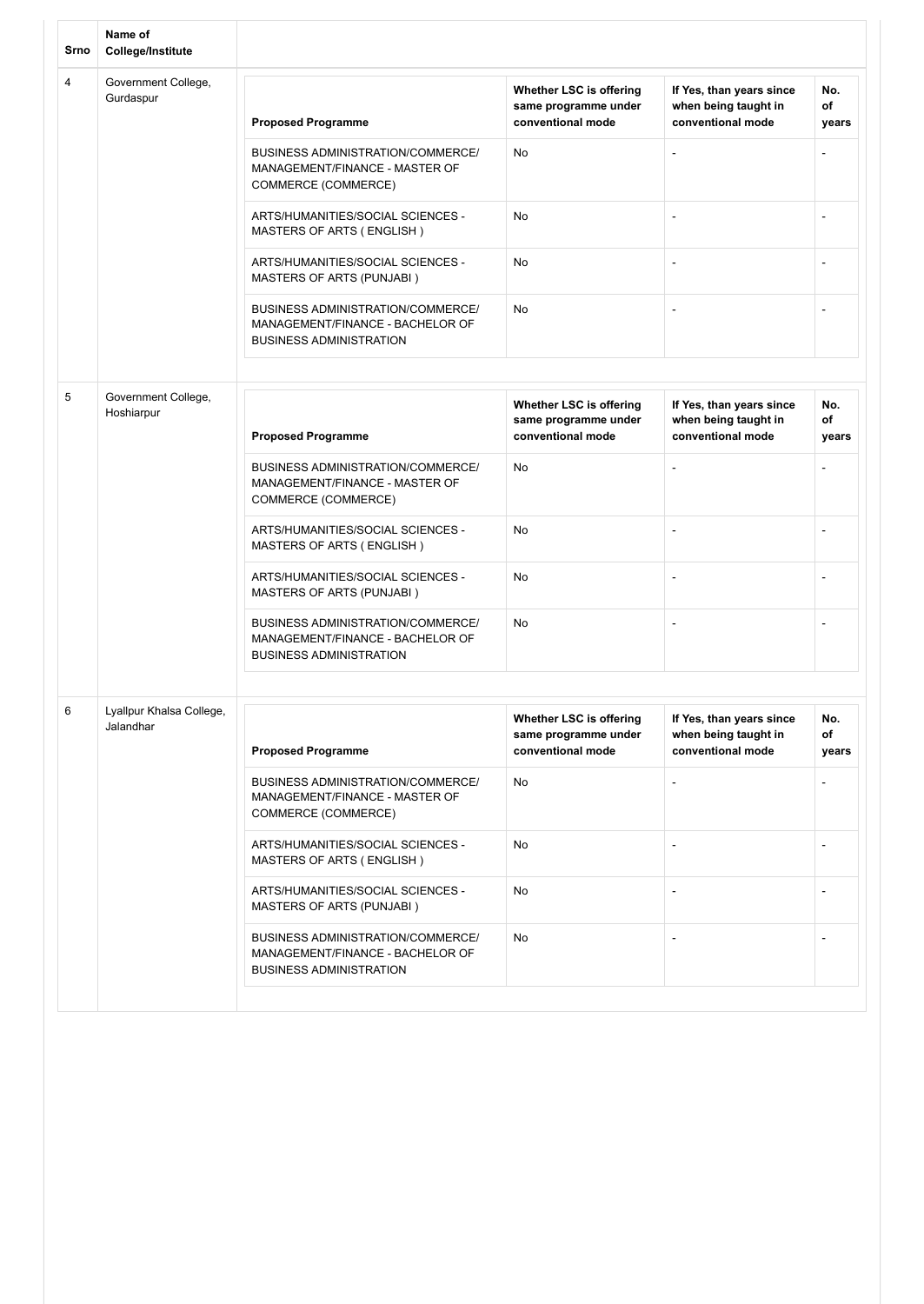| Srno | Name of College/Institute | Proposed Programme | Whether LSC is offering same programme under conventional mode | If Yes, than years since when being taught in conventional mode | No. of years |
|---|---|---|---|---|---|
| 4 | Government College, Gurdaspur | BUSINESS ADMINISTRATION/COMMERCE/ MANAGEMENT/FINANCE - MASTER OF COMMERCE (COMMERCE) | No | - | - |
| | | ARTS/HUMANITIES/SOCIAL SCIENCES - MASTERS OF ARTS ( ENGLISH ) | No | - | - |
| | | ARTS/HUMANITIES/SOCIAL SCIENCES - MASTERS OF ARTS (PUNJABI ) | No | - | - |
| | | BUSINESS ADMINISTRATION/COMMERCE/ MANAGEMENT/FINANCE - BACHELOR OF BUSINESS ADMINISTRATION | No | - | - |
| 5 | Government College, Hoshiarpur | BUSINESS ADMINISTRATION/COMMERCE/ MANAGEMENT/FINANCE - MASTER OF COMMERCE (COMMERCE) | No | - | - |
| | | ARTS/HUMANITIES/SOCIAL SCIENCES - MASTERS OF ARTS ( ENGLISH ) | No | - | - |
| | | ARTS/HUMANITIES/SOCIAL SCIENCES - MASTERS OF ARTS (PUNJABI ) | No | - | - |
| | | BUSINESS ADMINISTRATION/COMMERCE/ MANAGEMENT/FINANCE - BACHELOR OF BUSINESS ADMINISTRATION | No | - | - |
| 6 | Lyallpur Khalsa College, Jalandhar | BUSINESS ADMINISTRATION/COMMERCE/ MANAGEMENT/FINANCE - MASTER OF COMMERCE (COMMERCE) | No | - | - |
| | | ARTS/HUMANITIES/SOCIAL SCIENCES - MASTERS OF ARTS ( ENGLISH ) | No | - | - |
| | | ARTS/HUMANITIES/SOCIAL SCIENCES - MASTERS OF ARTS (PUNJABI ) | No | - | - |
| | | BUSINESS ADMINISTRATION/COMMERCE/ MANAGEMENT/FINANCE - BACHELOR OF BUSINESS ADMINISTRATION | No | - | - |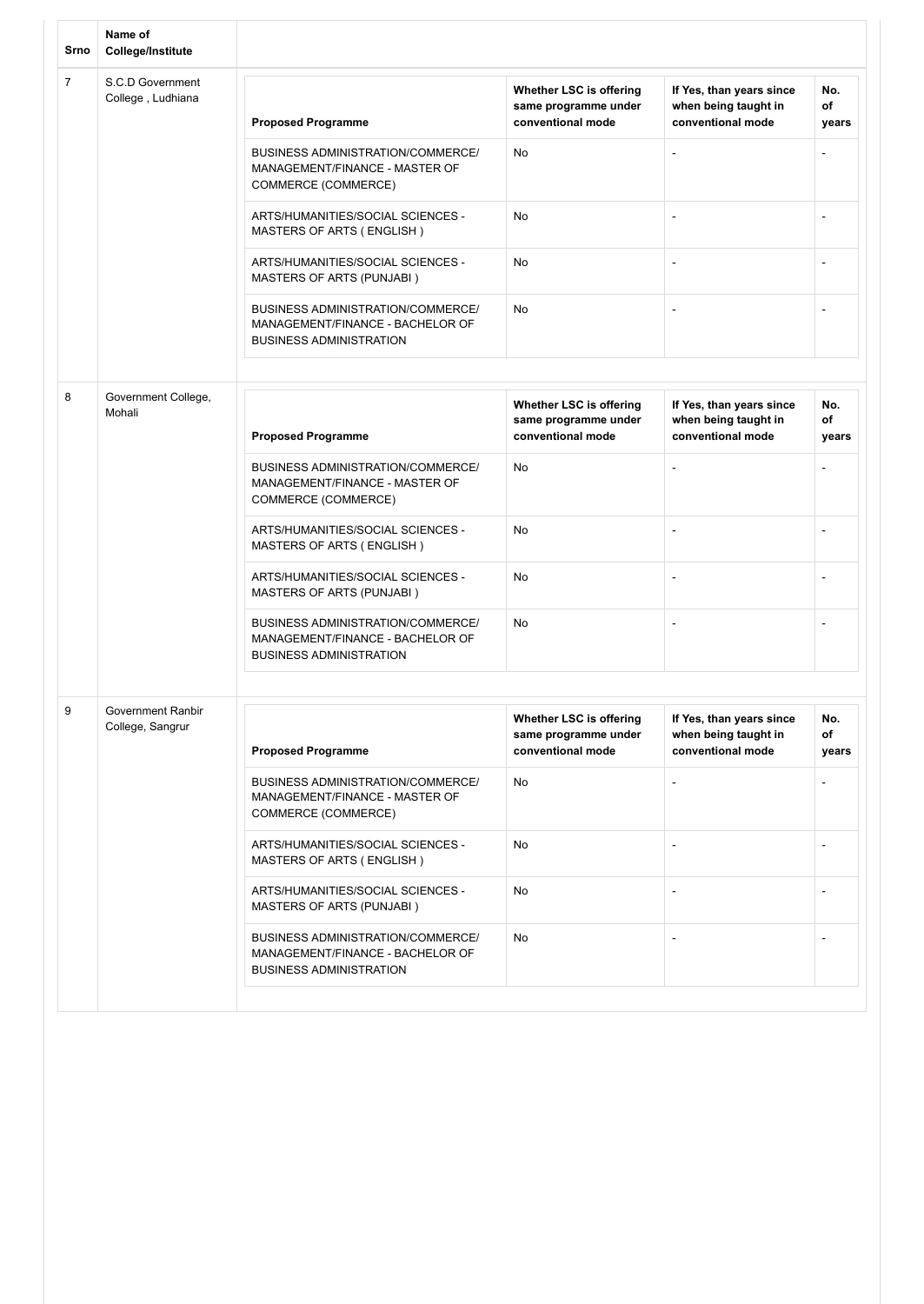| Srno | Name of College/Institute | Proposed Programme | Whether LSC is offering same programme under conventional mode | If Yes, than years since when being taught in conventional mode | No. of years |
|---|---|---|---|---|---|
| 7 | S.C.D Government College , Ludhiana | BUSINESS ADMINISTRATION/COMMERCE/ MANAGEMENT/FINANCE - MASTER OF COMMERCE (COMMERCE) | No | - | - |
| | | ARTS/HUMANITIES/SOCIAL SCIENCES - MASTERS OF ARTS ( ENGLISH ) | No | - | - |
| | | ARTS/HUMANITIES/SOCIAL SCIENCES - MASTERS OF ARTS (PUNJABI ) | No | - | - |
| | | BUSINESS ADMINISTRATION/COMMERCE/ MANAGEMENT/FINANCE - BACHELOR OF BUSINESS ADMINISTRATION | No | - | - |
| 8 | Government College, Mohali | BUSINESS ADMINISTRATION/COMMERCE/ MANAGEMENT/FINANCE - MASTER OF COMMERCE (COMMERCE) | No | - | - |
| | | ARTS/HUMANITIES/SOCIAL SCIENCES - MASTERS OF ARTS ( ENGLISH ) | No | - | - |
| | | ARTS/HUMANITIES/SOCIAL SCIENCES - MASTERS OF ARTS (PUNJABI ) | No | - | - |
| | | BUSINESS ADMINISTRATION/COMMERCE/ MANAGEMENT/FINANCE - BACHELOR OF BUSINESS ADMINISTRATION | No | - | - |
| 9 | Government Ranbir College, Sangrur | BUSINESS ADMINISTRATION/COMMERCE/ MANAGEMENT/FINANCE - MASTER OF COMMERCE (COMMERCE) | No | - | - |
| | | ARTS/HUMANITIES/SOCIAL SCIENCES - MASTERS OF ARTS ( ENGLISH ) | No | - | - |
| | | ARTS/HUMANITIES/SOCIAL SCIENCES - MASTERS OF ARTS (PUNJABI ) | No | - | - |
| | | BUSINESS ADMINISTRATION/COMMERCE/ MANAGEMENT/FINANCE - BACHELOR OF BUSINESS ADMINISTRATION | No | - | - |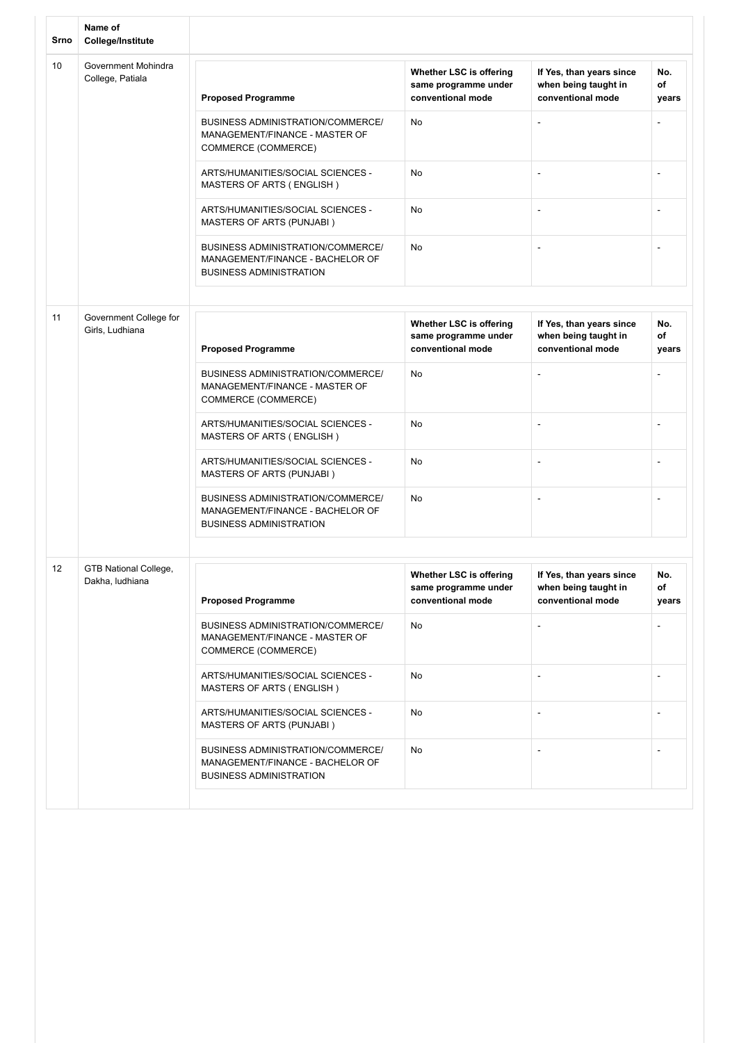| Srno | Name of College/Institute | Proposed Programme | Whether LSC is offering same programme under conventional mode | If Yes, than years since when being taught in conventional mode | No. of years |
|---|---|---|---|---|---|
| 10 | Government Mohindra College, Patiala | BUSINESS ADMINISTRATION/COMMERCE/ MANAGEMENT/FINANCE - MASTER OF COMMERCE (COMMERCE) | No | - | - |
| | | ARTS/HUMANITIES/SOCIAL SCIENCES - MASTERS OF ARTS ( ENGLISH ) | No | - | - |
| | | ARTS/HUMANITIES/SOCIAL SCIENCES - MASTERS OF ARTS (PUNJABI ) | No | - | - |
| | | BUSINESS ADMINISTRATION/COMMERCE/ MANAGEMENT/FINANCE - BACHELOR OF BUSINESS ADMINISTRATION | No | - | - |
| 11 | Government College for Girls, Ludhiana | BUSINESS ADMINISTRATION/COMMERCE/ MANAGEMENT/FINANCE - MASTER OF COMMERCE (COMMERCE) | No | - | - |
| | | ARTS/HUMANITIES/SOCIAL SCIENCES - MASTERS OF ARTS ( ENGLISH ) | No | - | - |
| | | ARTS/HUMANITIES/SOCIAL SCIENCES - MASTERS OF ARTS (PUNJABI ) | No | - | - |
| | | BUSINESS ADMINISTRATION/COMMERCE/ MANAGEMENT/FINANCE - BACHELOR OF BUSINESS ADMINISTRATION | No | - | - |
| 12 | GTB National College, Dakha, ludhiana | BUSINESS ADMINISTRATION/COMMERCE/ MANAGEMENT/FINANCE - MASTER OF COMMERCE (COMMERCE) | No | - | - |
| | | ARTS/HUMANITIES/SOCIAL SCIENCES - MASTERS OF ARTS ( ENGLISH ) | No | - | - |
| | | ARTS/HUMANITIES/SOCIAL SCIENCES - MASTERS OF ARTS (PUNJABI ) | No | - | - |
| | | BUSINESS ADMINISTRATION/COMMERCE/ MANAGEMENT/FINANCE - BACHELOR OF BUSINESS ADMINISTRATION | No | - | - |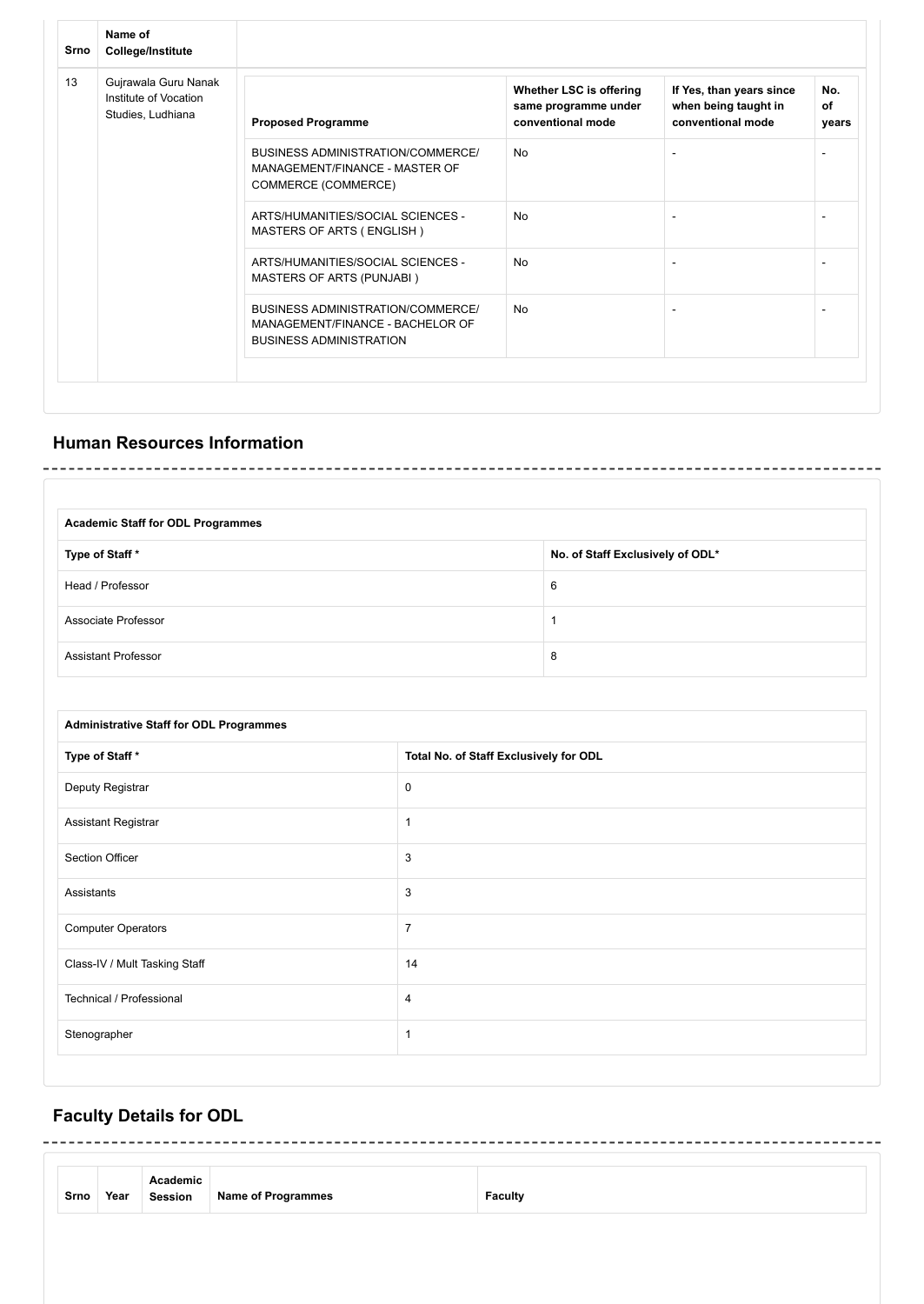| Srno | Name of College/Institute | Proposed Programme | Whether LSC is offering same programme under conventional mode | If Yes, than years since when being taught in conventional mode | No. of years |
|---|---|---|---|---|---|
| 13 | Gujrawala Guru Nanak Institute of Vocation Studies, Ludhiana | BUSINESS ADMINISTRATION/COMMERCE/ MANAGEMENT/FINANCE - MASTER OF COMMERCE (COMMERCE) | No | - | - |
| | | ARTS/HUMANITIES/SOCIAL SCIENCES - MASTERS OF ARTS ( ENGLISH ) | No | - | - |
| | | ARTS/HUMANITIES/SOCIAL SCIENCES - MASTERS OF ARTS (PUNJABI ) | No | - | - |
| | | BUSINESS ADMINISTRATION/COMMERCE/ MANAGEMENT/FINANCE - BACHELOR OF BUSINESS ADMINISTRATION | No | - | - |

## Human Resources Information

| Academic Staff for ODL Programmes | |
|---|---|
| **Type of Staff \*** | **No. of Staff Exclusively of ODL\*** |
| Head / Professor | 6 |
| Associate Professor | 1 |
| Assistant Professor | 8 |

| Administrative Staff for ODL Programmes | |
|---|---|
| **Type of Staff \*** | **Total No. of Staff Exclusively for ODL** |
| Deputy Registrar | 0 |
| Assistant Registrar | 1 |
| Section Officer | 3 |
| Assistants | 3 |
| Computer Operators | 7 |
| Class-IV / Mult Tasking Staff | 14 |
| Technical / Professional | 4 |
| Stenographer | 1 |

## Faculty Details for ODL

| Srno | Year | Academic Session | Name of Programmes | Faculty |
|---|---|---|---|---|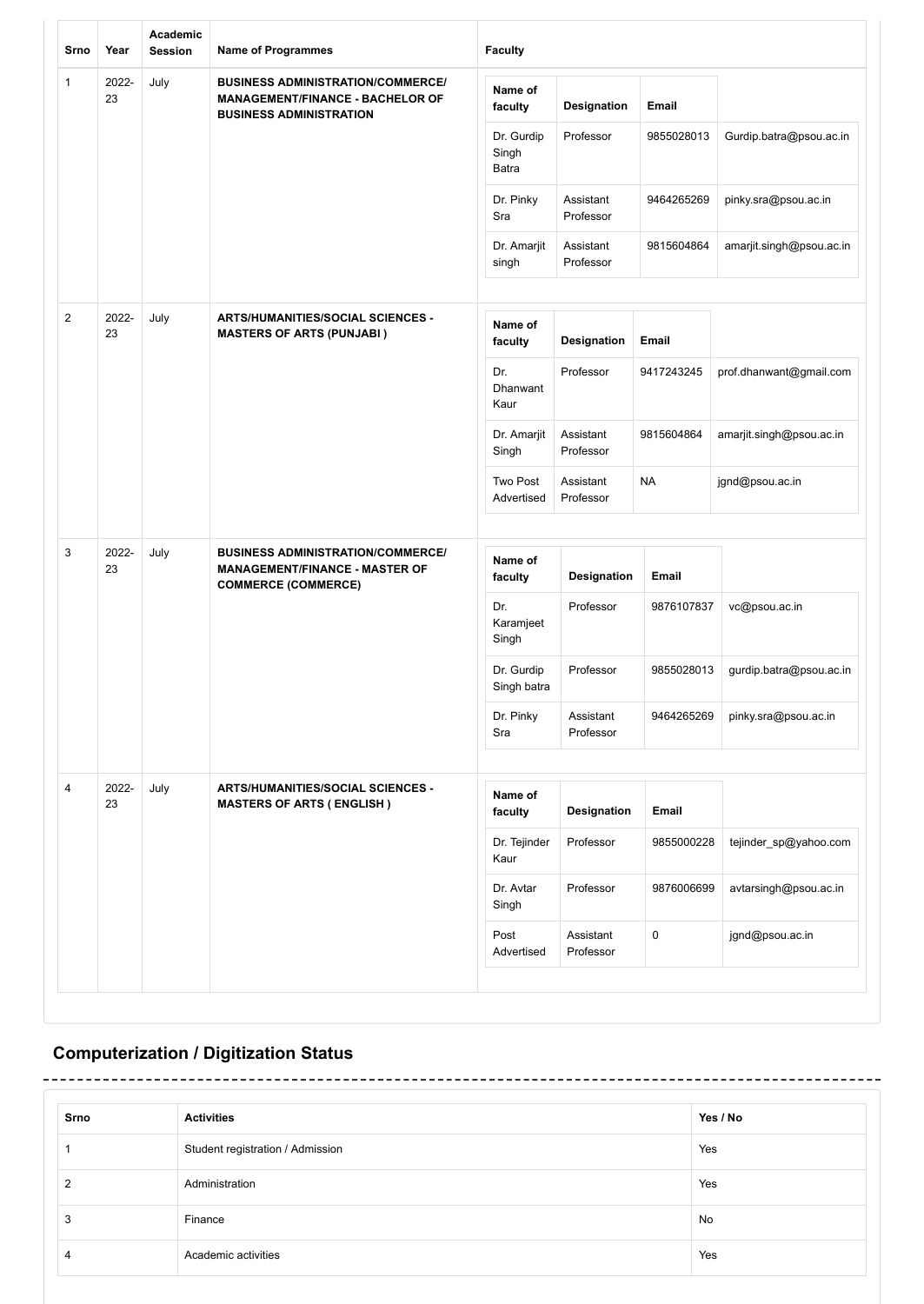| Srno | Year | Academic Session | Name of Programmes | Faculty | | | |
|---|---|---|---|---|---|---|---|
| | | | | Name of faculty | Designation | Email | |
| 1 | 2022-23 | July | **BUSINESS ADMINISTRATION/COMMERCE/ MANAGEMENT/FINANCE - BACHELOR OF BUSINESS ADMINISTRATION** | Dr. Gurdip Singh Batra | Professor | 9855028013 | Gurdip.batra@psou.ac.in |
| | | | | Dr. Pinky Sra | Assistant Professor | 9464265269 | pinky.sra@psou.ac.in |
| | | | | Dr. Amarjit singh | Assistant Professor | 9815604864 | amarjit.singh@psou.ac.in |
| 2 | 2022-23 | July | **ARTS/HUMANITIES/SOCIAL SCIENCES - MASTERS OF ARTS (PUNJABI )** | Dr. Dhanwant Kaur | Professor | 9417243245 | prof.dhanwant@gmail.com |
| | | | | Dr. Amarjit Singh | Assistant Professor | 9815604864 | amarjit.singh@psou.ac.in |
| | | | | Two Post Advertised | Assistant Professor | NA | jgnd@psou.ac.in |
| 3 | 2022-23 | July | **BUSINESS ADMINISTRATION/COMMERCE/ MANAGEMENT/FINANCE - MASTER OF COMMERCE (COMMERCE)** | Dr. Karamjeet Singh | Professor | 9876107837 | vc@psou.ac.in |
| | | | | Dr. Gurdip Singh batra | Professor | 9855028013 | gurdip.batra@psou.ac.in |
| | | | | Dr. Pinky Sra | Assistant Professor | 9464265269 | pinky.sra@psou.ac.in |
| 4 | 2022-23 | July | **ARTS/HUMANITIES/SOCIAL SCIENCES - MASTERS OF ARTS ( ENGLISH )** | Dr. Tejinder Kaur | Professor | 9855000228 | tejinder_sp@yahoo.com |
| | | | | Dr. Avtar Singh | Professor | 9876006699 | avtarsingh@psou.ac.in |
| | | | | Post Advertised | Assistant Professor | 0 | jgnd@psou.ac.in |

## Computerization / Digitization Status

| Srno | Activities | Yes / No |
|---|---|---|
| 1 | Student registration / Admission | Yes |
| 2 | Administration | Yes |
| 3 | Finance | No |
| 4 | Academic activities | Yes |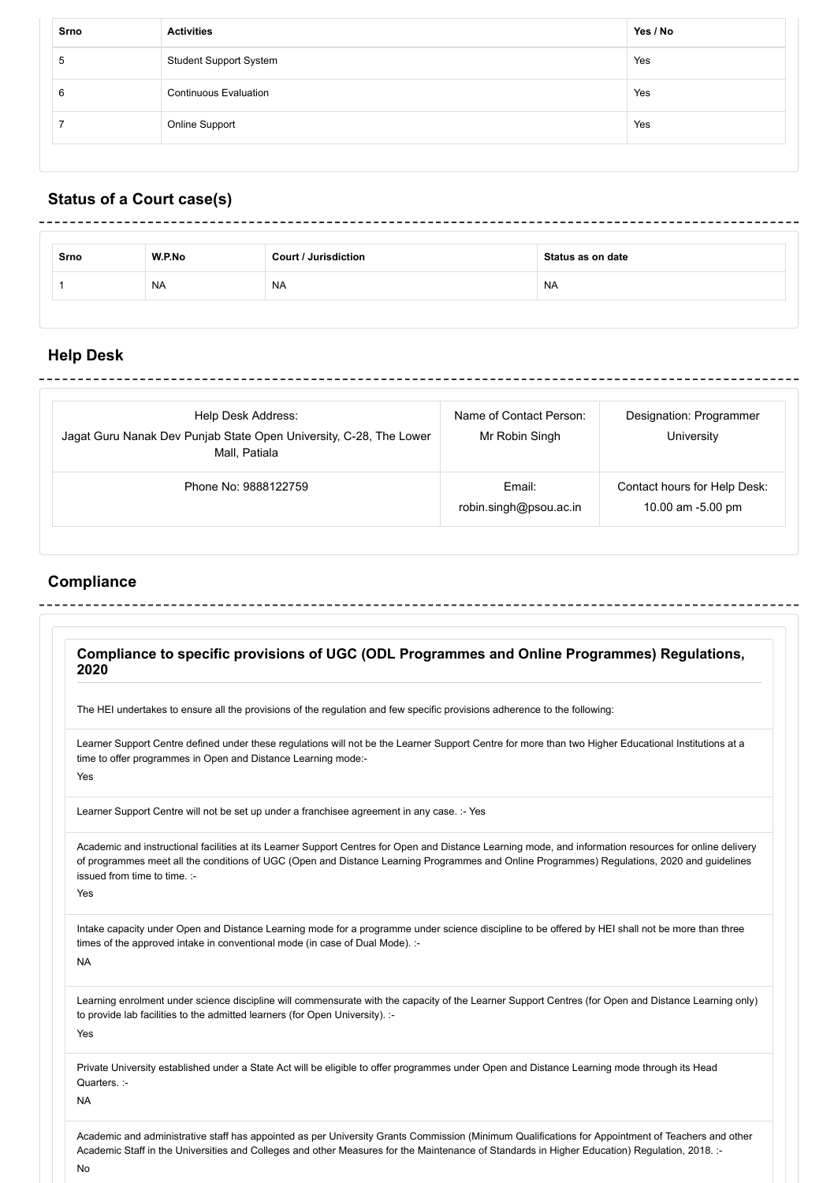| Srno | Activities | Yes / No |
|---|---|---|
| 5 | Student Support System | Yes |
| 6 | Continuous Evaluation | Yes |
| 7 | Online Support | Yes |

## Status of a Court case(s)

| Srno | W.P.No | Court / Jurisdiction | Status as on date |
|---|---|---|---|
| 1 | NA | NA | NA |

## Help Desk

| Help Desk Address: Jagat Guru Nanak Dev Punjab State Open University, C-28, The Lower Mall, Patiala | Name of Contact Person: Mr Robin Singh | Designation: Programmer University |
|---|---|---|
| Phone No: 9888122759 | Email: robin.singh@psou.ac.in | Contact hours for Help Desk: 10.00 am -5.00 pm |

## Compliance

### Compliance to specific provisions of UGC (ODL Programmes and Online Programmes) Regulations, 2020

The HEI undertakes to ensure all the provisions of the regulation and few specific provisions adherence to the following:

Learner Support Centre defined under these regulations will not be the Learner Support Centre for more than two Higher Educational Institutions at a time to offer programmes in Open and Distance Learning mode:-

Yes

Learner Support Centre will not be set up under a franchisee agreement in any case. :- Yes

Academic and instructional facilities at its Learner Support Centres for Open and Distance Learning mode, and information resources for online delivery of programmes meet all the conditions of UGC (Open and Distance Learning Programmes and Online Programmes) Regulations, 2020 and guidelines issued from time to time. :-

Yes

Intake capacity under Open and Distance Learning mode for a programme under science discipline to be offered by HEI shall not be more than three times of the approved intake in conventional mode (in case of Dual Mode). :-

NA

Learning enrolment under science discipline will commensurate with the capacity of the Learner Support Centres (for Open and Distance Learning only) to provide lab facilities to the admitted learners (for Open University). :-

Yes

Private University established under a State Act will be eligible to offer programmes under Open and Distance Learning mode through its Head Quarters. :-

NA

Academic and administrative staff has appointed as per University Grants Commission (Minimum Qualifications for Appointment of Teachers and other Academic Staff in the Universities and Colleges and other Measures for the Maintenance of Standards in Higher Education) Regulation, 2018. :-

No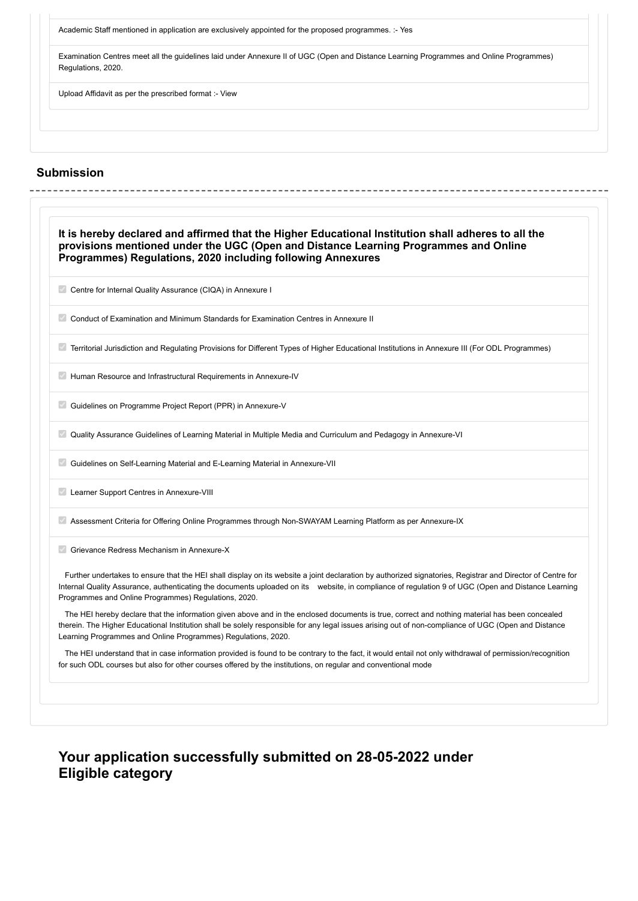Academic Staff mentioned in application are exclusively appointed for the proposed programmes. :- Yes

Examination Centres meet all the guidelines laid under Annexure II of UGC (Open and Distance Learning Programmes and Online Programmes) Regulations, 2020.

Upload Affidavit as per the prescribed format :- View

## Submission

**It is hereby declared and affirmed that the Higher Educational Institution shall adheres to all the provisions mentioned under the UGC (Open and Distance Learning Programmes and Online Programmes) Regulations, 2020 including following Annexures**

- [x] Centre for Internal Quality Assurance (CIQA) in Annexure I
- [x] Conduct of Examination and Minimum Standards for Examination Centres in Annexure II
- [x] Territorial Jurisdiction and Regulating Provisions for Different Types of Higher Educational Institutions in Annexure III (For ODL Programmes)
- [x] Human Resource and Infrastructural Requirements in Annexure-IV
- [x] Guidelines on Programme Project Report (PPR) in Annexure-V
- [x] Quality Assurance Guidelines of Learning Material in Multiple Media and Curriculum and Pedagogy in Annexure-VI
- [x] Guidelines on Self-Learning Material and E-Learning Material in Annexure-VII
- [x] Learner Support Centres in Annexure-VIII
- [x] Assessment Criteria for Offering Online Programmes through Non-SWAYAM Learning Platform as per Annexure-IX
- [x] Grievance Redress Mechanism in Annexure-X

Further undertakes to ensure that the HEI shall display on its website a joint declaration by authorized signatories, Registrar and Director of Centre for Internal Quality Assurance, authenticating the documents uploaded on its website, in compliance of regulation 9 of UGC (Open and Distance Learning Programmes and Online Programmes) Regulations, 2020.

The HEI hereby declare that the information given above and in the enclosed documents is true, correct and nothing material has been concealed therein. The Higher Educational Institution shall be solely responsible for any legal issues arising out of non-compliance of UGC (Open and Distance Learning Programmes and Online Programmes) Regulations, 2020.

The HEI understand that in case information provided is found to be contrary to the fact, it would entail not only withdrawal of permission/recognition for such ODL courses but also for other courses offered by the institutions, on regular and conventional mode

## Your application successfully submitted on 28-05-2022 under Eligible category